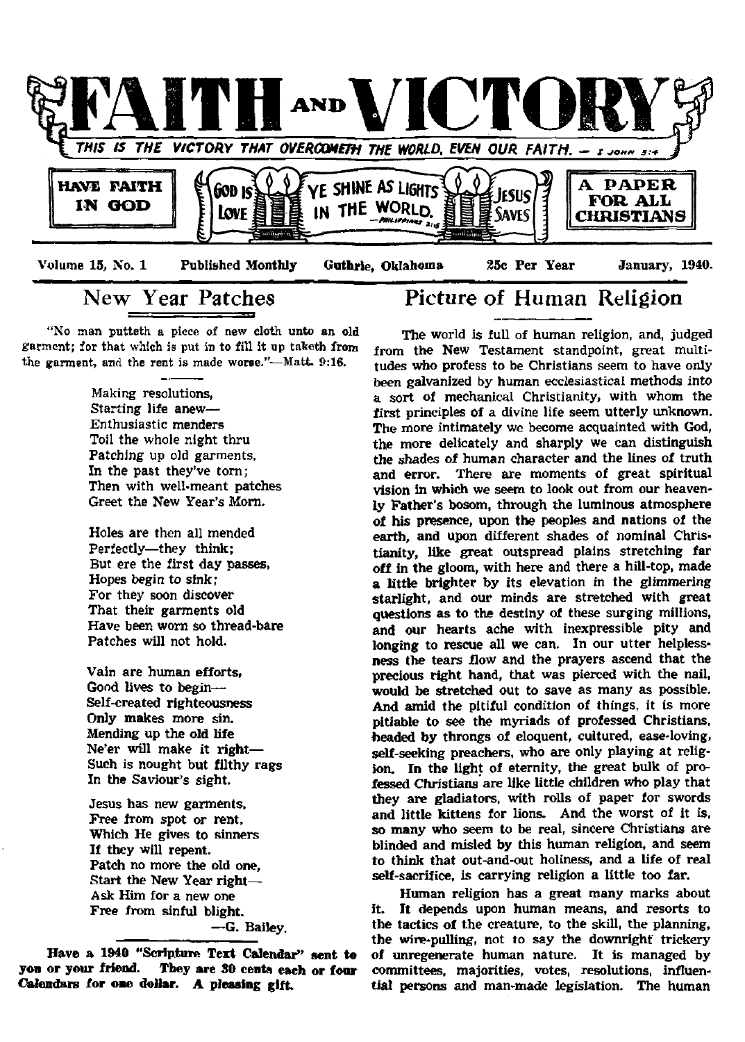# FAITH AND VICTORY

THIS IS THE VICTORY THAT OVERCOMETH THE WORLD, EVEN OUR FAITH. — I JOHN 5:4

HAVE FAITH IN GOD | GOD IS LOVE | YE SHINE AS LIGHTS IN THE WORLD. —PHILIPPIANS 2:15 | JESUS SAVES | A PAPER FOR ALL CHRISTIANS

Volume 15, No. 1 Published Monthly Guthrie, Oklahoma 25c Per Year January, 1940.

## New Year Patches

"No man putteth a piece of new cloth unto an old garment; for that which is put in to fill it up taketh from the garment, and the rent is made worse."—Matt. 9:16.

Making resolutions,
Starting life anew—
Enthusiastic menders
Toil the whole night thru
Patching up old garments,
In the past they've torn;
Then with well-meant patches
Greet the New Year's Morn.

Holes are then all mended
Perfectly—they think;
But ere the first day passes,
Hopes begin to sink;
For they soon discover
That their garments old
Have been worn so thread-bare
Patches will not hold.

Vain are human efforts,
Good lives to begin—
Self-created righteousness
Only makes more sin.
Mending up the old life
Ne'er will make it right—
Such is nought but filthy rags
In the Saviour's sight.

Jesus has new garments,
Free from spot or rent,
Which He gives to sinners
If they will repent.
Patch no more the old one,
Start the New Year right—
Ask Him for a new one
Free from sinful blight.

—G. Bailey.

**Have a 1940 "Scripture Text Calendar" sent to you or your friend. They are 30 cents each or four Calendars for one dollar. A pleasing gift.**

## Picture of Human Religion

The world is full of human religion, and, judged from the New Testament standpoint, great multitudes who profess to be Christians seem to have only been galvanized by human ecclesiastical methods into a sort of mechanical Christianity, with whom the first principles of a divine life seem utterly unknown. The more intimately we become acquainted with God, the more delicately and sharply we can distinguish the shades of human character and the lines of truth and error. There are moments of great spiritual vision in which we seem to look out from our heavenly Father's bosom, through the luminous atmosphere of his presence, upon the peoples and nations of the earth, and upon different shades of nominal Christianity, like great outspread plains stretching far off in the gloom, with here and there a hill-top, made a little brighter by its elevation in the glimmering starlight, and our minds are stretched with great questions as to the destiny of these surging millions, and our hearts ache with inexpressible pity and longing to rescue all we can. In our utter helplessness the tears flow and the prayers ascend that the precious right hand, that was pierced with the nail, would be stretched out to save as many as possible. And amid the pitiful condition of things, it is more pitiable to see the myriads of professed Christians, headed by throngs of eloquent, cultured, ease-loving, self-seeking preachers, who are only playing at religion. In the light of eternity, the great bulk of professed Christians are like little children who play that they are gladiators, with rolls of paper for swords and little kittens for lions. And the worst of it is, so many who seem to be real, sincere Christians are blinded and misled by this human religion, and seem to think that out-and-out holiness, and a life of real self-sacrifice, is carrying religion a little too far.

Human religion has a great many marks about it. It depends upon human means, and resorts to the tactics of the creature, to the skill, the planning, the wire-pulling, not to say the downright trickery of unregenerate human nature. It is managed by committees, majorities, votes, resolutions, influential persons and man-made legislation. The human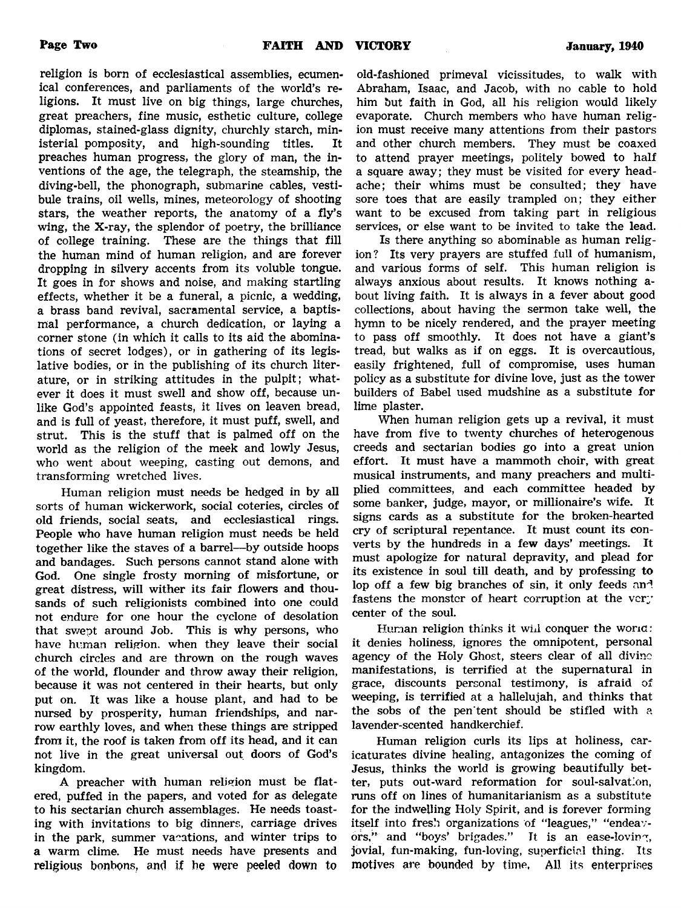religion is born of ecclesiastical assemblies, ecumenical conferences, and parliaments of the world's religions. It must live on big things, large churches, great preachers, fine music, esthetic culture, college diplomas, stained-glass dignity, churchly starch, ministerial pomposity, and high-sounding titles. It preaches human progress, the glory of man, the inventions of the age, the telegraph, the steamship, the diving-bell, the phonograph, submarine cables, vestibule trains, oil wells, mines, meteorology of shooting stars, the weather reports, the anatomy of a fly's wing, the X-ray, the splendor of poetry, the brilliance of college training. These are the things that fill the human mind of human religion, and are forever dropping in silvery accents from its voluble tongue. It goes in for shows and noise, and making startling effects, whether it be a funeral, a picnic, a wedding, a brass band revival, sacramental service, a baptismal performance, a church dedication, or laying a corner stone (in which it calls to its aid the abominations of secret lodges), or in gathering of its legislative bodies, or in the publishing of its church literature, or in striking attitudes in the pulpit; whatever it does it must swell and show off, because unlike God's appointed feasts, it lives on leaven bread, and is full of yeast, therefore, it must puff, swell, and strut. This is the stuff that is palmed off on the world as the religion of the meek and lowly Jesus, who went about weeping, casting out demons, and transforming wretched lives.

Human religion must needs be hedged in by all sorts of human wickerwork, social coteries, circles of old friends, social seats, and ecclesiastical rings. People who have human religion must needs be held together like the staves of a barrel—by outside hoops and bandages. Such persons cannot stand alone with God. One single frosty morning of misfortune, or great distress, will wither its fair flowers and thousands of such religionists combined into one could not endure for one hour the cyclone of desolation that swept around Job. This is why persons, who have human religion, when they leave their social church circles and are thrown on the rough waves of the world, flounder and throw away their religion, because it was not centered in their hearts, but only put on. It was like a house plant, and had to be nursed by prosperity, human friendships, and narrow earthly loves, and when these things are stripped from it, the roof is taken from off its head, and it can not live in the great universal out doors of God's kingdom.

A preacher with human religion must be flattered, puffed in the papers, and voted for as delegate to his sectarian church assemblages. He needs toasting with invitations to big dinners, carriage drives in the park, summer vacations, and winter trips to a warm clime. He must needs have presents and religious bonbons, and if he were peeled down to old-fashioned primeval vicissitudes, to walk with Abraham, Isaac, and Jacob, with no cable to hold him but faith in God, all his religion would likely evaporate. Church members who have human religion must receive many attentions from their pastors and other church members. They must be coaxed to attend prayer meetings, politely bowed to half a square away; they must be visited for every headache; their whims must be consulted; they have sore toes that are easily trampled on; they either want to be excused from taking part in religious services, or else want to be invited to take the lead.

Is there anything so abominable as human religion? Its very prayers are stuffed full of humanism, and various forms of self. This human religion is always anxious about results. It knows nothing about living faith. It is always in a fever about good collections, about having the sermon take well, the hymn to be nicely rendered, and the prayer meeting to pass off smoothly. It does not have a giant's tread, but walks as if on eggs. It is overcautious, easily frightened, full of compromise, uses human policy as a substitute for divine love, just as the tower builders of Babel used mudshine as a substitute for lime plaster.

When human religion gets up a revival, it must have from five to twenty churches of heterogenous creeds and sectarian bodies go into a great union effort. It must have a mammoth choir, with great musical instruments, and many preachers and multiplied committees, and each committee headed by some banker, judge, mayor, or millionaire's wife. It signs cards as a substitute for the broken-hearted cry of scriptural repentance. It must count its converts by the hundreds in a few days' meetings. It must apologize for natural depravity, and plead for its existence in soul till death, and by professing to lop off a few big branches of sin, it only feeds and fastens the monster of heart corruption at the very center of the soul.

Human religion thinks it will conquer the world: it denies holiness, ignores the omnipotent, personal agency of the Holy Ghost, steers clear of all divine manifestations, is terrified at the supernatural in grace, discounts personal testimony, is afraid of weeping, is terrified at a hallelujah, and thinks that the sobs of the penitent should be stifled with a lavender-scented handkerchief.

Human religion curls its lips at holiness, caricaturates divine healing, antagonizes the coming of Jesus, thinks the world is growing beautifully better, puts out-ward reformation for soul-salvation, runs off on lines of humanitarianism as a substitute for the indwelling Holy Spirit, and is forever forming itself into fresh organizations of "leagues," "endeavors," and "boys' brigades." It is an ease-loving, jovial, fun-making, fun-loving, superficial thing. Its motives are bounded by time. All its enterprises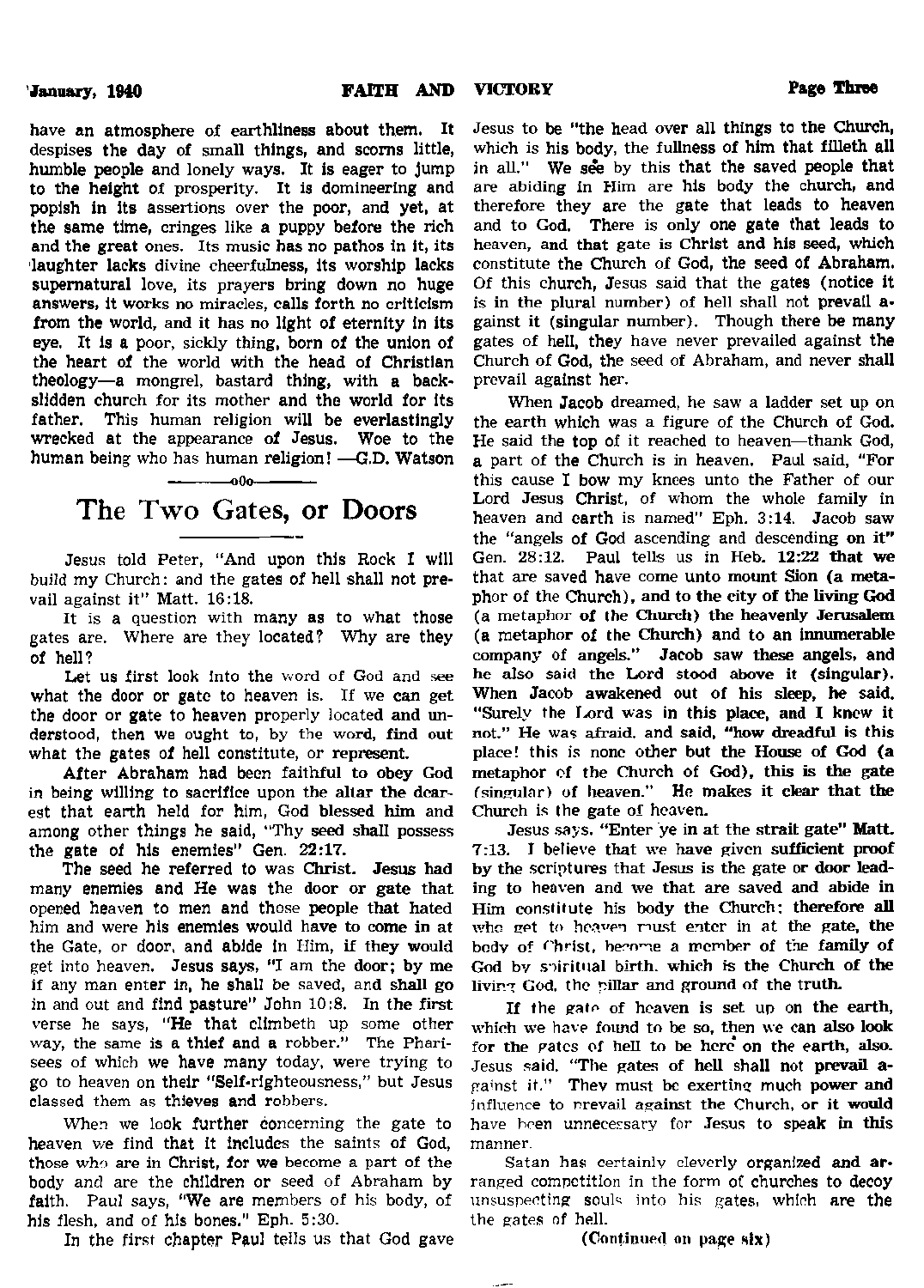have an atmosphere of earthliness about them. It despises the day of small things, and scorns little, humble people and lonely ways. It is eager to jump to the height of prosperity. It is domineering and popish in its assertions over the poor, and yet, at the same time, cringes like a puppy before the rich and the great ones. Its music has no pathos in it, its laughter lacks divine cheerfulness, its worship lacks supernatural love, its prayers bring down no huge answers, it works no miracles, calls forth no criticism from the world, and it has no light of eternity in its eye. It is a poor, sickly thing, born of the union of the heart of the world with the head of Christian theology—a mongrel, bastard thing, with a backslidden church for its mother and the world for its father. This human religion will be everlastingly wrecked at the appearance of Jesus. Woe to the human being who has human religion! —G.D. Watson

—oOo—

# The Two Gates, or Doors

Jesus told Peter, "And upon this Rock I will build my Church: and the gates of hell shall not prevail against it" Matt. 16:18.

It is a question with many as to what those gates are. Where are they located? Why are they of hell?

Let us first look into the word of God and see what the door or gate to heaven is. If we can get the door or gate to heaven properly located and understood, then we ought to, by the word, find out what the gates of hell constitute, or represent.

After Abraham had been faithful to obey God in being willing to sacrifice upon the altar the dearest that earth held for him, God blessed him and among other things he said, "Thy seed shall possess the gate of his enemies" Gen. 22:17.

The seed he referred to was Christ. Jesus had many enemies and He was the door or gate that opened heaven to men and those people that hated him and were his enemies would have to come in at the Gate, or door, and abide in Him, if they would get into heaven. Jesus says, "I am the door; by me if any man enter in, he shall be saved, and shall go in and out and find pasture" John 10:8. In the first verse he says, "He that climbeth up some other way, the same is a thief and a robber." The Pharisees of which we have many today, were trying to go to heaven on their "Self-righteousness," but Jesus classed them as thieves and robbers.

When we look further concerning the gate to heaven we find that it includes the saints of God, those who are in Christ, for we become a part of the body and are the children or seed of Abraham by faith. Paul says, "We are members of his body, of his flesh, and of his bones." Eph. 5:30.

In the first chapter Paul tells us that God gave Jesus to be "the head over all things to the Church, which is his body, the fullness of him that filleth all in all." We see by this that the saved people that are abiding in Him are his body the church, and therefore they are the gate that leads to heaven and to God. There is only one gate that leads to heaven, and that gate is Christ and his seed, which constitute the Church of God, the seed of Abraham. Of this church, Jesus said that the gates (notice it is in the plural number) of hell shall not prevail against it (singular number). Though there be many gates of hell, they have never prevailed against the Church of God, the seed of Abraham, and never shall prevail against her.

When Jacob dreamed, he saw a ladder set up on the earth which was a figure of the Church of God. He said the top of it reached to heaven—thank God, a part of the Church is in heaven. Paul said, "For this cause I bow my knees unto the Father of our Lord Jesus Christ, of whom the whole family in heaven and earth is named" Eph. 3:14. Jacob saw the "angels of God ascending and descending on it" Gen. 28:12. Paul tells us in Heb. 12:22 that we that are saved have come unto mount Sion (a metaphor of the Church), and to the city of the living God (a metaphor of the Church) the heavenly Jerusalem (a metaphor of the Church) and to an innumerable company of angels." Jacob saw these angels, and he also said the Lord stood above it (singular). When Jacob awakened out of his sleep, he said, "Surely the Lord was in this place, and I knew it not." He was afraid, and said, "how dreadful is this place! this is none other but the House of God (a metaphor of the Church of God), this is the gate (singular) of heaven." He makes it clear that the Church is the gate of heaven.

Jesus says, "Enter ye in at the strait gate" Matt. 7:13. I believe that we have given sufficient proof by the scriptures that Jesus is the gate or door leading to heaven and we that are saved and abide in Him constitute his body the Church; therefore all who get to heaven must enter in at the gate, the body of Christ, become a member of the family of God by spiritual birth, which is the Church of the living God, the pillar and ground of the truth.

If the gate of heaven is set up on the earth, which we have found to be so, then we can also look for the gates of hell to be here on the earth, also. Jesus said, "The gates of hell shall not prevail against it." They must be exerting much power and influence to prevail against the Church, or it would have been unnecessary for Jesus to speak in this manner.

Satan has certainly cleverly organized and arranged competition in the form of churches to decoy unsuspecting souls into his gates, which are the the gates of hell.

(Continued on page six)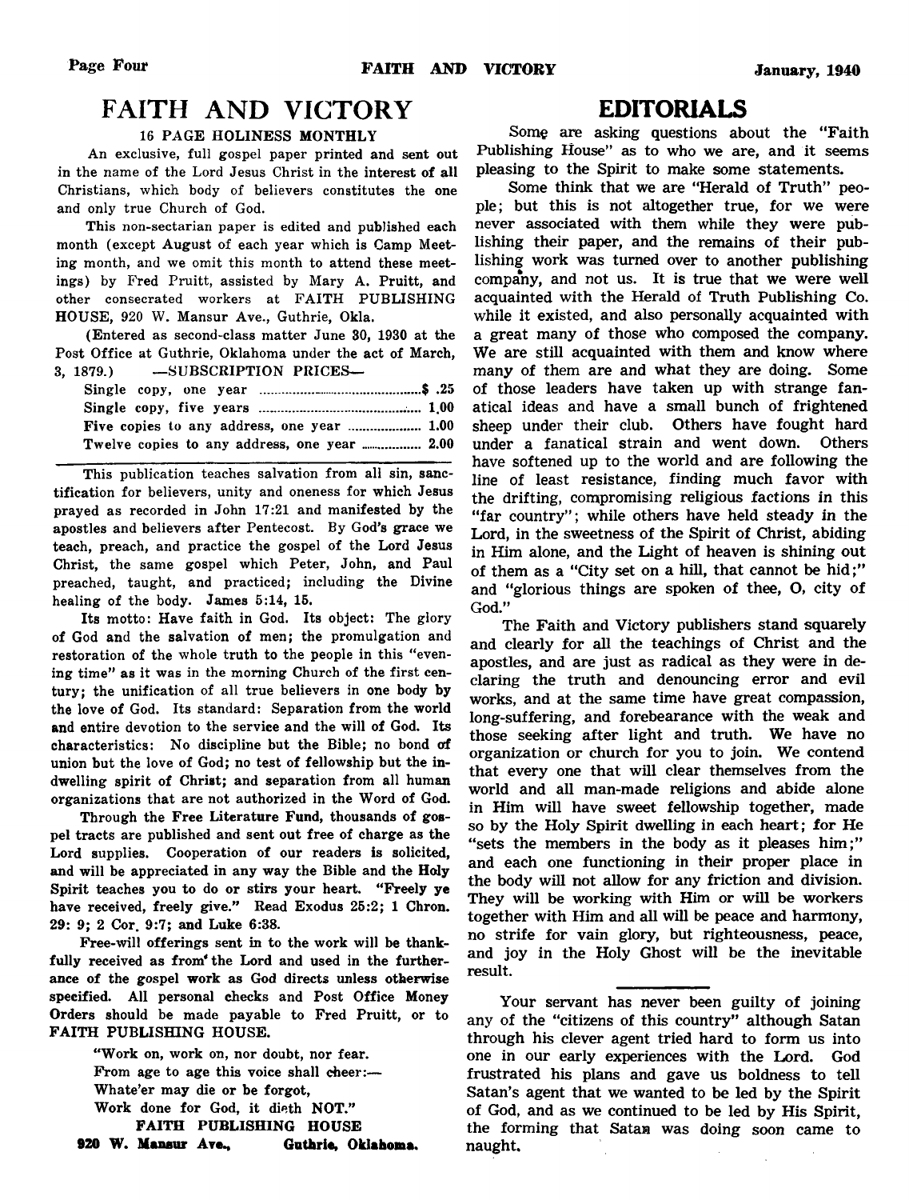# FAITH AND VICTORY

### 16 PAGE HOLINESS MONTHLY

An exclusive, full gospel paper printed and sent out in the name of the Lord Jesus Christ in the interest of all Christians, which body of believers constitutes the one and only true Church of God.

This non-sectarian paper is edited and published each month (except August of each year which is Camp Meeting month, and we omit this month to attend these meetings) by Fred Pruitt, assisted by Mary A. Pruitt, and other consecrated workers at FAITH PUBLISHING HOUSE, 920 W. Mansur Ave., Guthrie, Okla.

(Entered as second-class matter June 30, 1930 at the Post Office at Guthrie, Oklahoma under the act of March, 3, 1879.) —SUBSCRIPTION PRICES—

| | |
|---|---|
| Single copy, one year | $ .25 |
| Single copy, five years | 1.00 |
| Five copies to any address, one year | 1.00 |
| Twelve copies to any address, one year | 2.00 |

This publication teaches salvation from all sin, sanctification for believers, unity and oneness for which Jesus prayed as recorded in John 17:21 and manifested by the apostles and believers after Pentecost. By God's grace we teach, preach, and practice the gospel of the Lord Jesus Christ, the same gospel which Peter, John, and Paul preached, taught, and practiced; including the Divine healing of the body. **James 5:14, 15.**

**Its motto:** Have faith in God. **Its object:** The glory of God and the salvation of men; the promulgation and restoration of the whole truth to the people in this "evening time" as it was in the morning Church of the first century; the unification of all true believers in one body by the love of God. **Its standard:** Separation from the world and entire devotion to the service and the will of God. **Its characteristics:** No discipline but the Bible; no bond of union but the love of God; no test of fellowship but the indwelling spirit of Christ; and separation from all human organizations that are not authorized in the Word of God.

Through the **Free Literature Fund**, thousands of gospel tracts are published and sent out free of charge as the Lord supplies. **Cooperation of our readers is solicited, and will be appreciated in any way the Bible and the Holy Spirit teaches you to do or stirs your heart. "Freely ye have received, freely give."** Read Exodus 25:2; 1 Chron. 29: 9; 2 Cor. 9:7; and Luke 6:38.

**Free-will offerings sent in to the work will be thankfully received as from the Lord and used in the furtherance of the gospel work as God directs unless otherwise specified. All personal checks and Post Office Money Orders should be made payable to Fred Pruitt, or to FAITH PUBLISHING HOUSE.**

"Work on, work on, nor doubt, nor fear.
From age to age this voice shall cheer:—
Whate'er may die or be forgot,
Work done for God, it dieth NOT."

**FAITH PUBLISHING HOUSE**
**920 W. Mansur Ave., Guthrie, Oklahoma.**

# EDITORIALS

Some are asking questions about the "Faith Publishing House" as to who we are, and it seems pleasing to the Spirit to make some statements.

Some think that we are "Herald of Truth" people; but this is not altogether true, for we were never associated with them while they were publishing their paper, and the remains of their publishing work was turned over to another publishing company, and not us. It is true that we were well acquainted with the Herald of Truth Publishing Co. while it existed, and also personally acquainted with a great many of those who composed the company. We are still acquainted with them and know where many of them are and what they are doing. Some of those leaders have taken up with strange fanatical ideas and have a small bunch of frightened sheep under their club. Others have fought hard under a fanatical strain and went down. Others have softened up to the world and are following the line of least resistance, finding much favor with the drifting, compromising religious factions in this "far country"; while others have held steady in the Lord, in the sweetness of the Spirit of Christ, abiding in Him alone, and the Light of heaven is shining out of them as a "City set on a hill, that cannot be hid;" and "glorious things are spoken of thee, O, city of God."

The Faith and Victory publishers stand squarely and clearly for all the teachings of Christ and the apostles, and are just as radical as they were in declaring the truth and denouncing error and evil works, and at the same time have great compassion, long-suffering, and forebearance with the weak and those seeking after light and truth. We have no organization or church for you to join. We contend that every one that will clear themselves from the world and all man-made religions and abide alone in Him will have sweet fellowship together, made so by the Holy Spirit dwelling in each heart; for He "sets the members in the body as it pleases him;" and each one functioning in their proper place in the body will not allow for any friction and division. They will be working with Him or will be workers together with Him and all will be peace and harmony, no strife for vain glory, but righteousness, peace, and joy in the Holy Ghost will be the inevitable result.

---

Your servant has never been guilty of joining any of the "citizens of this country" although Satan through his clever agent tried hard to form us into one in our early experiences with the Lord. God frustrated his plans and gave us boldness to tell Satan's agent that we wanted to be led by the Spirit of God, and as we continued to be led by His Spirit, the forming that Satan was doing soon came to naught.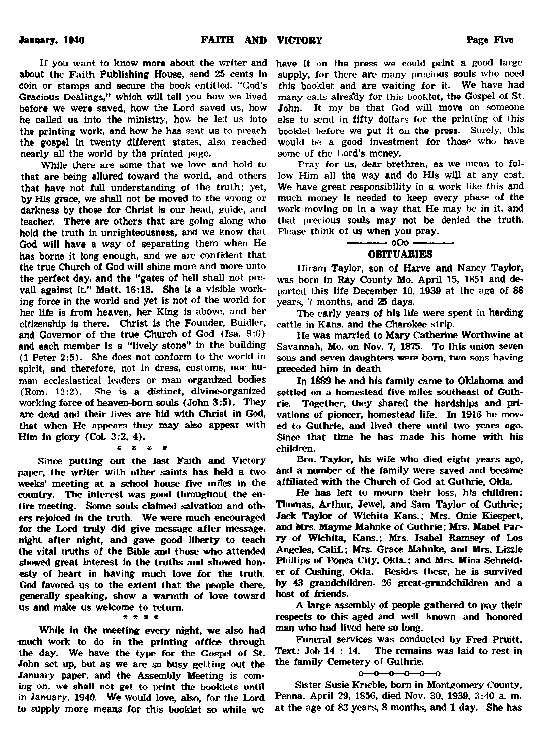If you want to know more about the writer and about the Faith Publishing House, send 25 cents in coin or stamps and secure the book entitled, "God's Gracious Dealings," which will tell you how we lived before we were saved, how the Lord saved us, how he called us into the ministry, how he led us into the printing work, and how he has sent us to preach the gospel in twenty different states, also reached nearly all the world by the printed page.

While there are some that we love and hold to that are being allured toward the world, and others that have not full understanding of the truth; yet, by His grace, we shall not be moved to the wrong or darkness by those for Christ is our head, guide, and teacher. There are others that are going along who hold the truth in unrighteousness, and we know that God will have a way of separating them when He has borne it long enough, and we are confident that the true Church of God will shine more and more unto the perfect day, and the "gates of hell shall not prevail against it." Matt. 16:18. She is a visible working force in the world and yet is not of the world for her life is from heaven, her King is above, and her citizenship is there. Christ is the Founder, Buidler, and Governor of the true Church of God (Isa. 9:6) and each member is a "lively stone" in the building (1 Peter 2:5). She does not conform to the world in spirit, and therefore, not in dress, customs, nor human ecclesiastical leaders or man organized bodies (Rom. 12:2). She is a distinct, divine-organized working force of heaven-born souls (John 3:5). They are dead and their lives are hid with Christ in God, that when He appears they may also appear with Him in glory (Col. 3:2, 4).

\* \* \* \*

Since putting out the last Faith and Victory paper, the writer with other saints has held a two weeks' meeting at a school house five miles in the country. The interest was good throughout the entire meeting. Some souls claimed salvation and others rejoiced in the truth. We were much encouraged for the Lord truly did give message after message, night after night, and gave good liberty to teach the vital truths of the Bible and those who attended showed great interest in the truths and showed honesty of heart in having much love for the truth. God favored us to the extent that the people there, generally speaking, show a warmth of love toward us and make us welcome to return.

\* \* \* \*

While in the meeting every night, we also had much work to do in the printing office through the day. We have the type for the Gospel of St. John set up, but as we are so busy getting out the January paper, and the Assembly Meeting is coming on, we shall not get to print the booklets until in January, 1940. We would love, also, for the Lord to supply more means for this booklet so while we have it on the press we could print a good large supply, for there are many precious souls who need this booklet and are waiting for it. We have had many calls already for this booklet, the Gospel of St. John. It my be that God will move on someone else to send in fifty dollars for the printing of this booklet before we put it on the press. Surely, this would be a good investment for those who have some of the Lord's money.

Pray for us, dear brethren, as we mean to follow Him all the way and do His will at any cost. We have great responsibility in a work like this and much money is needed to keep every phase of the work moving on in a way that He may be in it, and that precious souls may not be denied the truth. Please think of us when you pray.

oOo

## OBITUARIES

Hiram Taylor, son of Harve and Nancy Taylor, was born in Ray County Mo. April 15, 1851 and departed this life December 10, 1939 at the age of 88 years, 7 months, and 25 days.

The early years of his life were spent in herding cattle in Kans. and the Cherokee strip.

He was married to Mary Catherine Worthwine at Savannah, Mo. on Nov. 7, 1875. To this union seven sons and seven daughters were born, two sons having preceded him in death.

In 1889 he and his family came to Oklahoma and settled on a homestead five miles southeast of Guthrie. Together, they shared the hardships and privations of pioneer, homestead life. In 1916 he moved to Guthrie, and lived there until two years ago. Since that time he has made his home with his children.

Bro. Taylor, his wife who died eight years ago, and a number of the family were saved and became affiliated with the Church of God at Guthrie, Okla.

He has left to mourn their loss, his children: Thomas, Arthur, Jewel, and Sam Taylor of Guthrie; Jack Taylor of Wichita Kans.; Mrs. Onie Kiespert, and Mrs. Mayme Mahnke of Guthrie; Mrs. Mabel Parry of Wichita, Kans.; Mrs. Isabel Ramsey of Los Angeles, Calif.; Mrs. Grace Mahnke, and Mrs. Lizzie Phillips of Ponca City, Okla.; and Mrs. Mina Schneider of Cushing, Okla. Besides these, he is survived by 43 grandchildren. 26 great-grandchildren and a host of friends.

A large assembly of people gathered to pay their respects to this aged and well known and honored man who had lived here so long.

Funeral services was conducted by Fred Pruitt. Text: Job 14 : 14. The remains was laid to rest in the family Cemetery of Guthrie.

o—o—o—o—o—o

Sister Susie Krieble, born in Montgomery County, Penna. April 29, 1856, died Nov. 30, 1939, 3:40 a. m. at the age of 83 years, 8 months, and 1 day. She has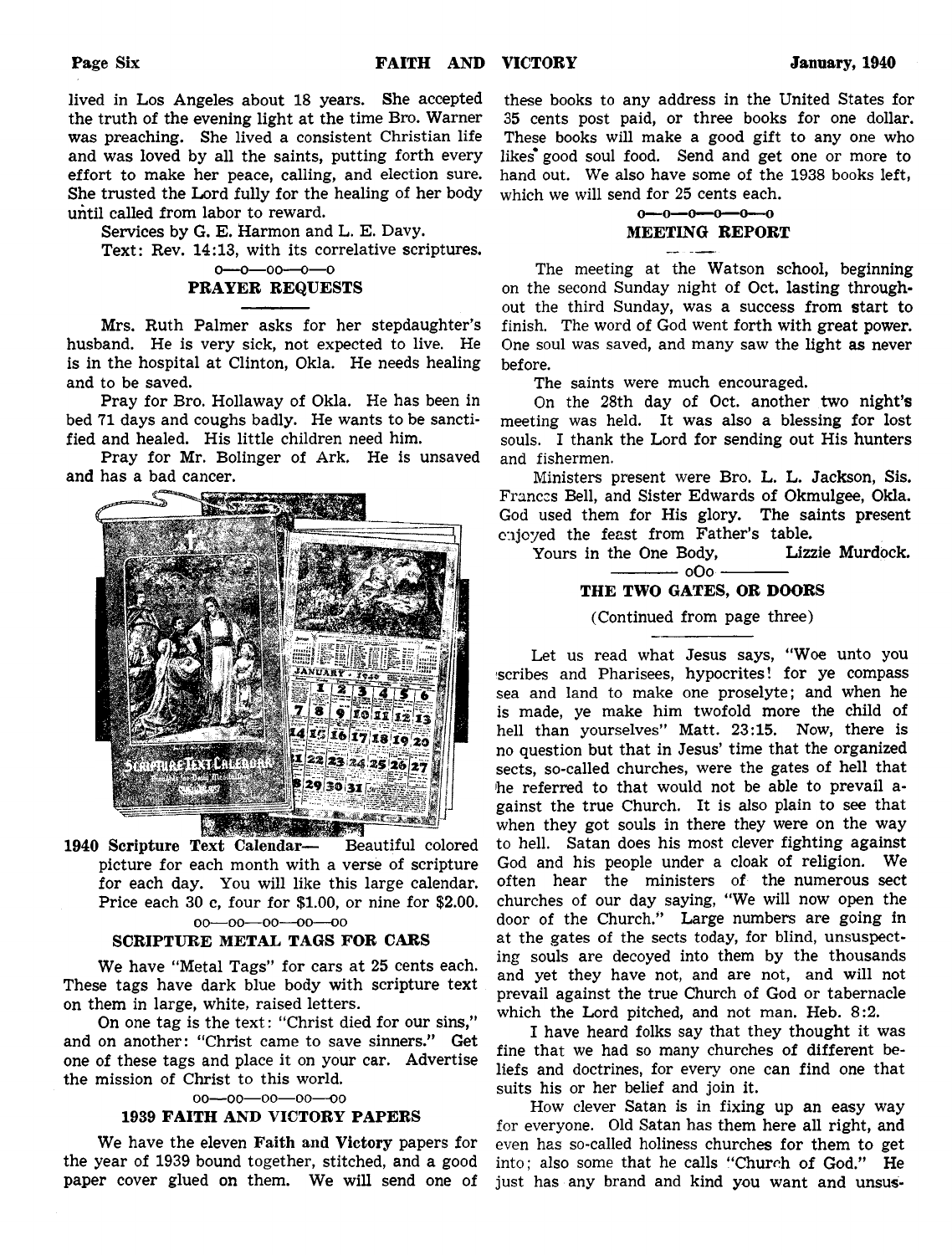lived in Los Angeles about 18 years. She accepted the truth of the evening light at the time Bro. Warner was preaching. She lived a consistent Christian life and was loved by all the saints, putting forth every effort to make her peace, calling, and election sure. She trusted the Lord fully for the healing of her body until called from labor to reward.

Services by G. E. Harmon and L. E. Davy.

Text: Rev. 14:13, with its correlative scriptures.

o—o—oo—o—o

## PRAYER REQUESTS

Mrs. Ruth Palmer asks for her stepdaughter's husband. He is very sick, not expected to live. He is in the hospital at Clinton, Okla. He needs healing and to be saved.

Pray for Bro. Hollaway of Okla. He has been in bed 71 days and coughs badly. He wants to be sanctified and healed. His little children need him.

Pray for Mr. Bolinger of Ark. He is unsaved and has a bad cancer.

**1940 Scripture Text Calendar**— Beautiful colored picture for each month with a verse of scripture for each day. You will like this large calendar. Price each 30 c, four for $1.00, or nine for $2.00.

oo—oo—oo—oo—oo

## SCRIPTURE METAL TAGS FOR CARS

We have "Metal Tags" for cars at 25 cents each. These tags have dark blue body with scripture text on them in large, white, raised letters.

On one tag is the text: "Christ died for our sins," and on another: "Christ came to save sinners." Get one of these tags and place it on your car. Advertise the mission of Christ to this world.

oo—oo—oo—oo—oo

## 1939 FAITH AND VICTORY PAPERS

We have the eleven **Faith and Victory** papers for the year of 1939 bound together, stitched, and a good paper cover glued on them. We will send one of these books to any address in the United States for 35 cents post paid, or three books for one dollar. These books will make a good gift to any one who likes good soul food. Send and get one or more to hand out. We also have some of the 1938 books left, which we will send for 25 cents each.

o—o—o—o—o—o

## MEETING REPORT

The meeting at the Watson school, beginning on the second Sunday night of Oct. lasting throughout the third Sunday, was a success from start to finish. The word of God went forth with great power. One soul was saved, and many saw the light as never before.

The saints were much encouraged.

On the 28th day of Oct. another two night's meeting was held. It was also a blessing for lost souls. I thank the Lord for sending out His hunters and fishermen.

Ministers present were Bro. L. L. Jackson, Sis. Frances Bell, and Sister Edwards of Okmulgee, Okla. God used them for His glory. The saints present enjoyed the feast from Father's table.

Yours in the One Body, Lizzie Murdock.

oOo

## THE TWO GATES, OR DOORS

(Continued from page three)

Let us read what Jesus says, "Woe unto you scribes and Pharisees, hypocrites! for ye compass sea and land to make one proselyte; and when he is made, ye make him twofold more the child of hell than yourselves" Matt. 23:15. Now, there is no question but that in Jesus' time that the organized sects, so-called churches, were the gates of hell that he referred to that would not be able to prevail against the true Church. It is also plain to see that when they got souls in there they were on the way to hell. Satan does his most clever fighting against God and his people under a cloak of religion. We often hear the ministers of the numerous sect churches of our day saying, "We will now open the door of the Church." Large numbers are going in at the gates of the sects today, for blind, unsuspecting souls are decoyed into them by the thousands and yet they have not, and are not, and will not prevail against the true Church of God or tabernacle which the Lord pitched, and not man. Heb. 8:2.

I have heard folks say that they thought it was fine that we had so many churches of different beliefs and doctrines, for every one can find one that suits his or her belief and join it.

How clever Satan is in fixing up an easy way for everyone. Old Satan has them here all right, and even has so-called holiness churches for them to get into; also some that he calls "Church of God." He just has any brand and kind you want and unsus-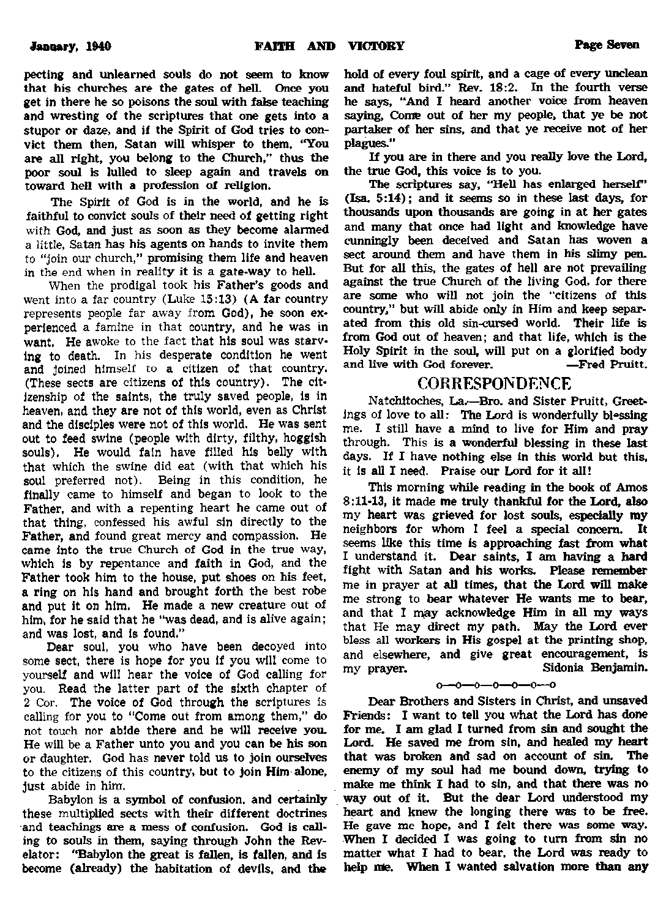pecting and unlearned souls do not seem to know that his churches are the gates of hell. Once you get in there he so poisons the soul with false teaching and wresting of the scriptures that one gets into a stupor or daze, and if the Spirit of God tries to convict them then, Satan will whisper to them, "You are all right, you belong to the Church," thus the poor soul is lulled to sleep again and travels on toward hell with a profession of religion.

The Spirit of God is in the world, and he is faithful to convict souls of their need of getting right with God, and just as soon as they become alarmed a little, Satan has his agents on hands to invite them to "join our church," promising them life and heaven in the end when in reality it is a gate-way to hell.

When the prodigal took his Father's goods and went into a far country (Luke 15:13) (A far country represents people far away from God), he soon experienced a famine in that country, and he was in want. He awoke to the fact that his soul was starving to death. In his desperate condition he went and joined himself to a citizen of that country. (These sects are citizens of this country). The citizenship of the saints, the truly saved people, is in heaven, and they are not of this world, even as Christ and the disciples were not of this world. He was sent out to feed swine (people with dirty, filthy, hoggish souls). He would fain have filled his belly with that which the swine did eat (with that which his soul preferred not). Being in this condition, he finally came to himself and began to look to the Father, and with a repenting heart he came out of that thing, confessed his awful sin directly to the Father, and found great mercy and compassion. He came into the true Church of God in the true way, which is by repentance and faith in God, and the Father took him to the house, put shoes on his feet, a ring on his hand and brought forth the best robe and put it on him. He made a new creature out of him, for he said that he "was dead, and is alive again; and was lost, and is found."

Dear soul, you who have been decoyed into some sect, there is hope for you if you will come to yourself and will hear the voice of God calling for you. Read the latter part of the sixth chapter of 2 Cor. The voice of God through the scriptures is calling for you to "Come out from among them," do not touch nor abide there and he will receive you. He will be a Father unto you and you can be his son or daughter. God has never told us to join ourselves to the citizens of this country, but to join Him alone, just abide in him.

Babylon is a symbol of confusion, and certainly these multiplied sects with their different doctrines and teachings are a mess of confusion. God is calling to souls in them, saying through John the Revelator: "Babylon the great is fallen, is fallen, and is become (already) the habitation of devils, and the hold of every foul spirit, and a cage of every unclean and hateful bird." Rev. 18:2. In the fourth verse he says, "And I heard another voice from heaven saying, Come out of her my people, that ye be not partaker of her sins, and that ye receive not of her plagues."

If you are in there and you really love the Lord, the true God, this voice is to you.

The scriptures say, "Hell has enlarged herself" (Isa. 5:14); and it seems so in these last days, for thousands upon thousands are going in at her gates and many that once had light and knowledge have cunningly been deceived and Satan has woven a sect around them and have them in his slimy pen. But for all this, the gates of hell are not prevailing against the true Church of the living God, for there are some who will not join the "citizens of this country," but will abide only in Him and keep separated from this old sin-cursed world. Their life is from God out of heaven; and that life, which is the Holy Spirit in the soul, will put on a glorified body and live with God forever. —Fred Pruitt.

## CORRESPONDENCE

Natchitoches, La.—Bro. and Sister Pruitt, Greetings of love to all: The Lord is wonderfully blessing me. I still have a mind to live for Him and pray through. This is a wonderful blessing in these last days. If I have nothing else in this world but this, it is all I need. Praise our Lord for it all!

This morning while reading in the book of Amos 8:11-13, it made me truly thankful for the Lord, also my heart was grieved for lost souls, especially my neighbors for whom I feel a special concern. It seems like this time is approaching fast from what I understand it. Dear saints, I am having a hard fight with Satan and his works. Please remember me in prayer at all times, that the Lord will make me strong to bear whatever He wants me to bear, and that I may acknowledge Him in all my ways that He may direct my path. May the Lord ever bless all workers in His gospel at the printing shop, and elsewhere, and give great encouragement, is my prayer. Sidonia Benjamin.

o—o—o—o—o—o—o

Dear Brothers and Sisters in Christ, and unsaved Friends: I want to tell you what the Lord has done for me. I am glad I turned from sin and sought the Lord. He saved me from sin, and healed my heart that was broken and sad on account of sin. The enemy of my soul had me bound down, trying to make me think I had to sin, and that there was no way out of it. But the dear Lord understood my heart and knew the longing there was to be free. He gave me hope, and I felt there was some way. When I decided I was going to turn from sin no matter what I had to bear, the Lord was ready to help me. When I wanted salvation more than any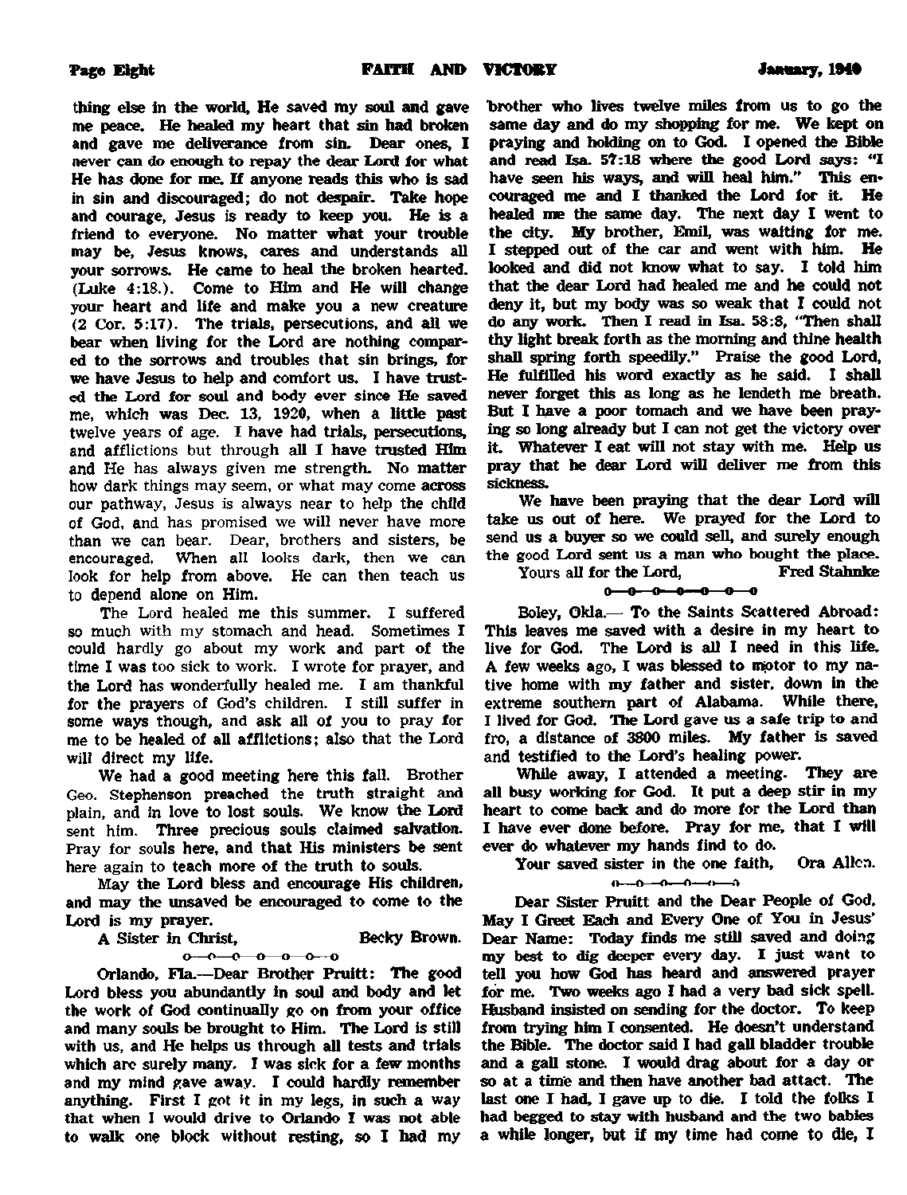thing else in the world, He saved my soul and gave me peace. He healed my heart that sin had broken and gave me deliverance from sin. Dear ones, I never can do enough to repay the dear Lord for what He has done for me. If anyone reads this who is sad in sin and discouraged; do not despair. Take hope and courage, Jesus is ready to keep you. He is a friend to everyone. No matter what your trouble may be, Jesus knows, cares and understands all your sorrows. He came to heal the broken hearted. (Luke 4:18.). Come to Him and He will change your heart and life and make you a new creature (2 Cor. 5:17). The trials, persecutions, and all we bear when living for the Lord are nothing compared to the sorrows and troubles that sin brings, for we have Jesus to help and comfort us. I have trusted the Lord for soul and body ever since He saved me, which was Dec. 13, 1920, when a little past twelve years of age. I have had trials, persecutions, and afflictions but through all I have trusted Him and He has always given me strength. No matter how dark things may seem, or what may come across our pathway, Jesus is always near to help the child of God, and has promised we will never have more than we can bear. Dear, brothers and sisters, be encouraged. When all looks dark, then we can look for help from above. He can then teach us to depend alone on Him.

The Lord healed me this summer. I suffered so much with my stomach and head. Sometimes I could hardly go about my work and part of the time I was too sick to work. I wrote for prayer, and the Lord has wonderfully healed me. I am thankful for the prayers of God's children. I still suffer in some ways though, and ask all of you to pray for me to be healed of all afflictions; also that the Lord will direct my life.

We had a good meeting here this fall. Brother Geo. Stephenson preached the truth straight and plain, and in love to lost souls. We know the Lord sent him. Three precious souls claimed salvation. Pray for souls here, and that His ministers be sent here again to teach more of the truth to souls.

May the Lord bless and encourage His children, and may the unsaved be encouraged to come to the Lord is my prayer.

A Sister in Christ, Becky Brown.

o—o—o—o—o—o—o

Orlando, Fla.—Dear Brother Pruitt: The good Lord bless you abundantly in soul and body and let the work of God continually go on from your office and many souls be brought to Him. The Lord is still with us, and He helps us through all tests and trials which are surely many. I was sick for a few months and my mind gave away. I could hardly remember anything. First I got it in my legs, in such a way that when I would drive to Orlando I was not able to walk one block without resting, so I had my brother who lives twelve miles from us to go the same day and do my shopping for me. We kept on praying and holding on to God. I opened the Bible and read Isa. 57:18 where the good Lord says: "I have seen his ways, and will heal him." This encouraged me and I thanked the Lord for it. He healed me the same day. The next day I went to the city. My brother, Emil, was waiting for me. I stepped out of the car and went with him. He looked and did not know what to say. I told him that the dear Lord had healed me and he could not deny it, but my body was so weak that I could not do any work. Then I read in Isa. 58:8, "Then shall thy light break forth as the morning and thine health shall spring forth speedily." Praise the good Lord, He fulfilled his word exactly as he said. I shall never forget this as long as he lendeth me breath. But I have a poor tomach and we have been praying so long already but I can not get the victory over it. Whatever I eat will not stay with me. Help us pray that he dear Lord will deliver me from this sickness.

We have been praying that the dear Lord will take us out of here. We prayed for the Lord to send us a buyer so we could sell, and surely enough the good Lord sent us a man who bought the place.

Yours all for the Lord, Fred Stahnke

o—o—o—o—o—o—o

Boley, Okla.— To the Saints Scattered Abroad: This leaves me saved with a desire in my heart to live for God. The Lord is all I need in this life. A few weeks ago, I was blessed to motor to my native home with my father and sister, down in the extreme southern part of Alabama. While there, I lived for God. The Lord gave us a safe trip to and fro, a distance of 3800 miles. My father is saved and testified to the Lord's healing power.

While away, I attended a meeting. They are all busy working for God. It put a deep stir in my heart to come back and do more for the Lord than I have ever done before. Pray for me, that I will ever do whatever my hands find to do.

Your saved sister in the one faith, Ora Allen.

o—o—o—o—o—o

Dear Sister Pruitt and the Dear People of God, May I Greet Each and Every One of You in Jesus' Dear Name: Today finds me still saved and doing my best to dig deeper every day. I just want to tell you how God has heard and answered prayer for me. Two weeks ago I had a very bad sick spell. Husband insisted on sending for the doctor. To keep from trying him I consented. He doesn't understand the Bible. The doctor said I had gall bladder trouble and a gall stone. I would drag about for a day or so at a time and then have another bad attact. The last one I had, I gave up to die. I told the folks I had begged to stay with husband and the two babies a while longer, but if my time had come to die, I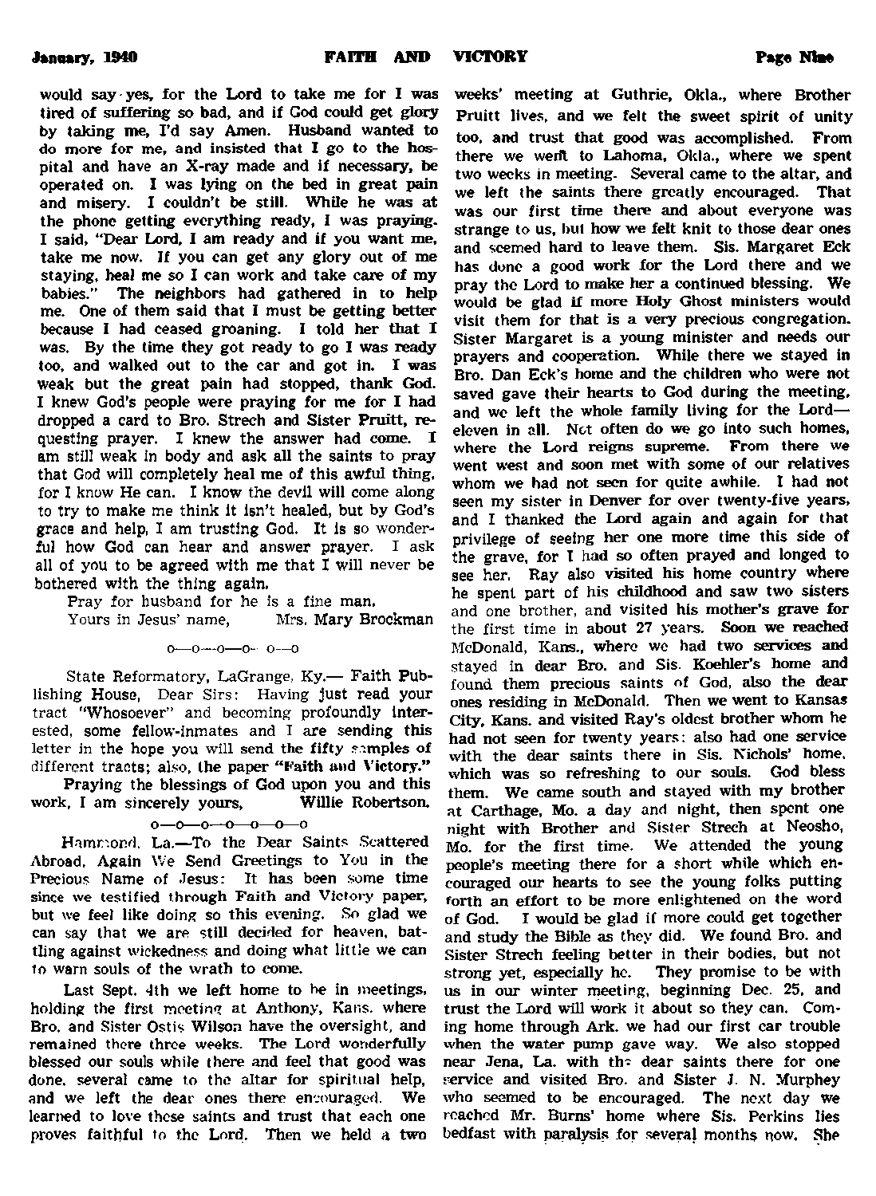would say yes, for the Lord to take me for I was tired of suffering so bad, and if God could get glory by taking me, I'd say Amen. Husband wanted to do more for me, and insisted that I go to the hospital and have an X-ray made and if necessary, be operated on. I was lying on the bed in great pain and misery. I couldn't be still. While he was at the phone getting everything ready, I was praying. I said, "Dear Lord, I am ready and if you want me, take me now. If you can get any glory out of me staying, heal me so I can work and take care of my babies." The neighbors had gathered in to help me. One of them said that I must be getting better because I had ceased groaning. I told her that I was. By the time they got ready to go I was ready too, and walked out to the car and got in. I was weak but the great pain had stopped, thank God. I knew God's people were praying for me for I had dropped a card to Bro. Strech and Sister Pruitt, requesting prayer. I knew the answer had come. I am still weak in body and ask all the saints to pray that God will completely heal me of this awful thing, for I know He can. I know the devil will come along to try to make me think it isn't healed, but by God's grace and help, I am trusting God. It is so wonderful how God can hear and answer prayer. I ask all of you to be agreed with me that I will never be bothered with the thing again.

Pray for husband for he is a fine man.

Yours in Jesus' name, Mrs. Mary Brockman

o—o—o—o—o—o

State Reformatory, LaGrange, Ky.— Faith Publishing House, Dear Sirs: Having just read your tract "Whosoever" and becoming profoundly interested, some fellow-inmates and I are sending this letter in the hope you will send the fifty samples of different tracts; also, the paper **"Faith and Victory."**

Praying the blessings of God upon you and this work, I am sincerely yours, Willie Robertson.

o—o—o—o—o—o—o

Hammond, La.—To the Dear Saints Scattered Abroad, Again We Send Greetings to You in the Precious Name of Jesus: It has been some time since we testified through Faith and Victory paper, but we feel like doing so this evening. So glad we can say that we are still decided for heaven, battling against wickedness and doing what little we can to warn souls of the wrath to come.

Last Sept. 4th we left home to be in meetings, holding the first meeting at Anthony, Kans. where Bro. and Sister Ostis Wilson have the oversight, and remained there three weeks. The Lord wonderfully blessed our souls while there and feel that good was done, several came to the altar for spiritual help, and we left the dear ones there encouraged. We learned to love these saints and trust that each one proves faithful to the Lord. Then we held a two weeks' meeting at Guthrie, Okla., where Brother Pruitt lives, and we felt the sweet spirit of unity too, and trust that good was accomplished. From there we went to Lahoma, Okla., where we spent two weeks in meeting. Several came to the altar, and we left the saints there greatly encouraged. That was our first time there and about everyone was strange to us, but how we felt knit to those dear ones and seemed hard to leave them. Sis. Margaret Eck has done a good work for the Lord there and we pray the Lord to make her a continued blessing. We would be glad if more Holy Ghost ministers would visit them for that is a very precious congregation. Sister Margaret is a young minister and needs our prayers and cooperation. While there we stayed in Bro. Dan Eck's home and the children who were not saved gave their hearts to God during the meeting, and we left the whole family living for the Lord—eleven in all. Not often do we go into such homes, where the Lord reigns supreme. From there we went west and soon met with some of our relatives whom we had not seen for quite awhile. I had not seen my sister in Denver for over twenty-five years, and I thanked the Lord again and again for that privilege of seeing her one more time this side of the grave, for I had so often prayed and longed to see her. Ray also visited his home country where he spent part of his childhood and saw two sisters and one brother, and visited his mother's grave for the first time in about 27 years. Soon we reached McDonald, Kans., where we had two services and stayed in dear Bro. and Sis. Koehler's home and found them precious saints of God, also the dear ones residing in McDonald. Then we went to Kansas City, Kans. and visited Ray's oldest brother whom he had not seen for twenty years; also had one service with the dear saints there in Sis. Nichols' home, which was so refreshing to our souls. God bless them. We came south and stayed with my brother at Carthage, Mo. a day and night, then spent one night with Brother and Sister Strech at Neosho, Mo. for the first time. We attended the young people's meeting there for a short while which encouraged our hearts to see the young folks putting forth an effort to be more enlightened on the word of God. I would be glad if more could get together and study the Bible as they did. We found Bro. and Sister Strech feeling better in their bodies, but not strong yet, especially he. They promise to be with us in our winter meeting, beginning Dec. 25, and trust the Lord will work it about so they can. Coming home through Ark. we had our first car trouble when the water pump gave way. We also stopped near Jena, La. with the dear saints there for one service and visited Bro. and Sister J. N. Murphey who seemed to be encouraged. The next day we reached Mr. Burns' home where Sis. Perkins lies bedfast with paralysis for several months now. She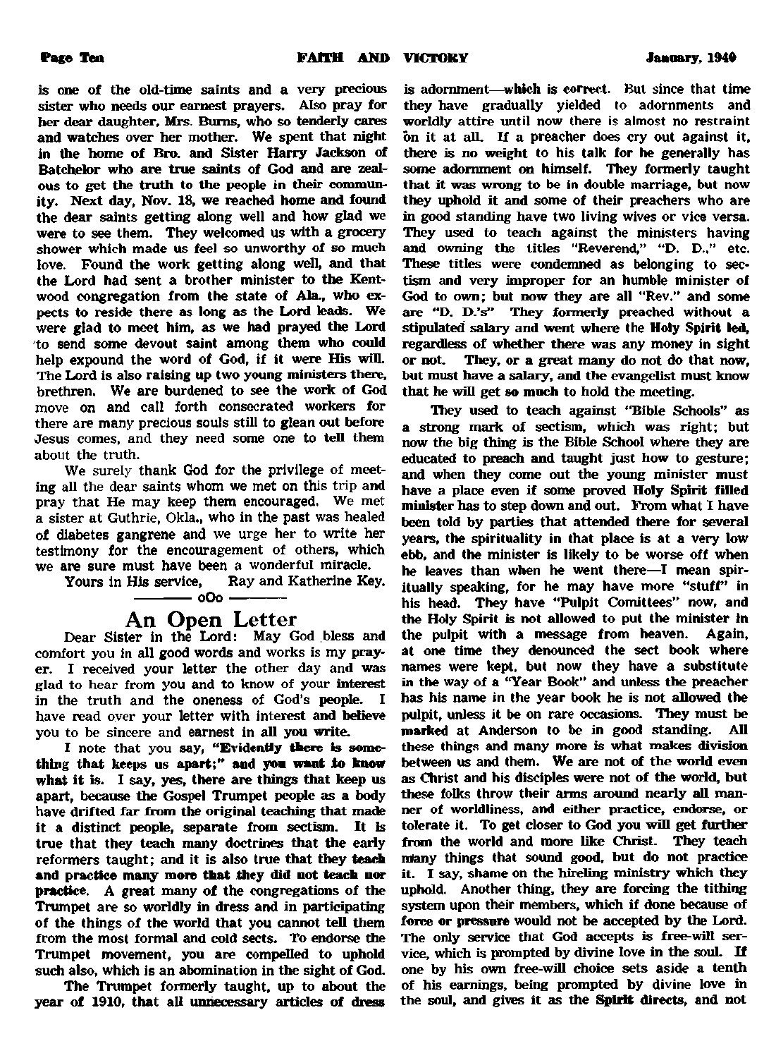is one of the old-time saints and a very precious sister who needs our earnest prayers. Also pray for her dear daughter, Mrs. Burns, who so tenderly cares and watches over her mother. We spent that night in the home of Bro. and Sister Harry Jackson of Batchelor who are true saints of God and are zealous to get the truth to the people in their community. Next day, Nov. 18, we reached home and found the dear saints getting along well and how glad we were to see them. They welcomed us with a grocery shower which made us feel so unworthy of so much love. Found the work getting along well, and that the Lord had sent a brother minister to the Kentwood congregation from the state of Ala., who expects to reside there as long as the Lord leads. We were glad to meet him, as we had prayed the Lord to send some devout saint among them who could help expound the word of God, if it were His will. The Lord is also raising up two young ministers there, brethren. We are burdened to see the work of God move on and call forth consecrated workers for there are many precious souls still to glean out before Jesus comes, and they need some one to tell them about the truth.

We surely thank God for the privilege of meeting all the dear saints whom we met on this trip and pray that He may keep them encouraged. We met a sister at Guthrie, Okla., who in the past was healed of diabetes gangrene and we urge her to write her testimony for the encouragement of others, which we are sure must have been a wonderful miracle.

Yours in His service, Ray and Katherine Key.

oOo

# An Open Letter

Dear Sister in the Lord: May God bless and comfort you in all good words and works is my prayer. I received your letter the other day and was glad to hear from you and to know of your interest in the truth and the oneness of God's people. I have read over your letter with interest and believe you to be sincere and earnest in all you write.

I note that you say, **"Evidently there is something that keeps us apart;" and you want to know what it is.** I say, yes, there are things that keep us apart, because the Gospel Trumpet people as a body have drifted far from the original teaching that made it a distinct people, separate from sectism. It is true that they teach many doctrines that the early reformers taught; and it is also true that they **teach and practice many more that they did not teach nor practice.** A great many of the congregations of the Trumpet are so worldly in dress and in participating of the things of the world that you cannot tell them from the most formal and cold sects. To endorse the Trumpet movement, you are compelled to uphold such also, which is an abomination in the sight of God.

The Trumpet formerly taught, up to about the year of 1910, that all unnecessary articles of dress is adornment—which is correct. But since that time they have gradually yielded to adornments and worldly attire until now there is almost no restraint on it at all. If a preacher does cry out against it, there is no weight to his talk for he generally has some adornment on himself. They formerly taught that it was wrong to be in double marriage, but now they uphold it and some of their preachers who are in good standing have two living wives or vice versa. They used to teach against the ministers having and owning the titles "Reverend," "D. D.," etc. These titles were condemned as belonging to sectism and very improper for an humble minister of God to own; but now they are all "Rev." and some are "D. D.'s" They formerly preached without a stipulated salary and went where the Holy Spirit led, regardless of whether there was any money in sight or not. They, or a great many do not do that now, but must have a salary, and the evangelist must know that he will get so much to hold the meeting.

They used to teach against "Bible Schools" as a strong mark of sectism, which was right; but now the big thing is the Bible School where they are educated to preach and taught just how to gesture; and when they come out the young minister must have a place even if some proved Holy Spirit filled minister has to step down and out. From what I have been told by parties that attended there for several years, the spirituality in that place is at a very low ebb, and the minister is likely to be worse off when he leaves than when he went there—I mean spiritually speaking, for he may have more "stuff" in his head. They have "Pulpit Comittees" now, and the Holy Spirit is not allowed to put the minister in the pulpit with a message from heaven. Again, at one time they denounced the sect book where names were kept, but now they have a substitute in the way of a "Year Book" and unless the preacher has his name in the year book he is not allowed the pulpit, unless it be on rare occasions. They must be marked at Anderson to be in good standing. All these things and many more is what makes division between us and them. We are not of the world even as Christ and his disciples were not of the world, but these folks throw their arms around nearly all manner of worldliness, and either practice, endorse, or tolerate it. To get closer to God you will get further from the world and more like Christ. They teach many things that sound good, but do not practice it. I say, shame on the hireling ministry which they uphold. Another thing, they are forcing the tithing system upon their members, which if done because of force or pressure would not be accepted by the Lord. The only service that God accepts is free-will service, which is prompted by divine love in the soul. If one by his own free-will choice sets aside a tenth of his earnings, being prompted by divine love in the soul, and gives it as the Spirit directs, and not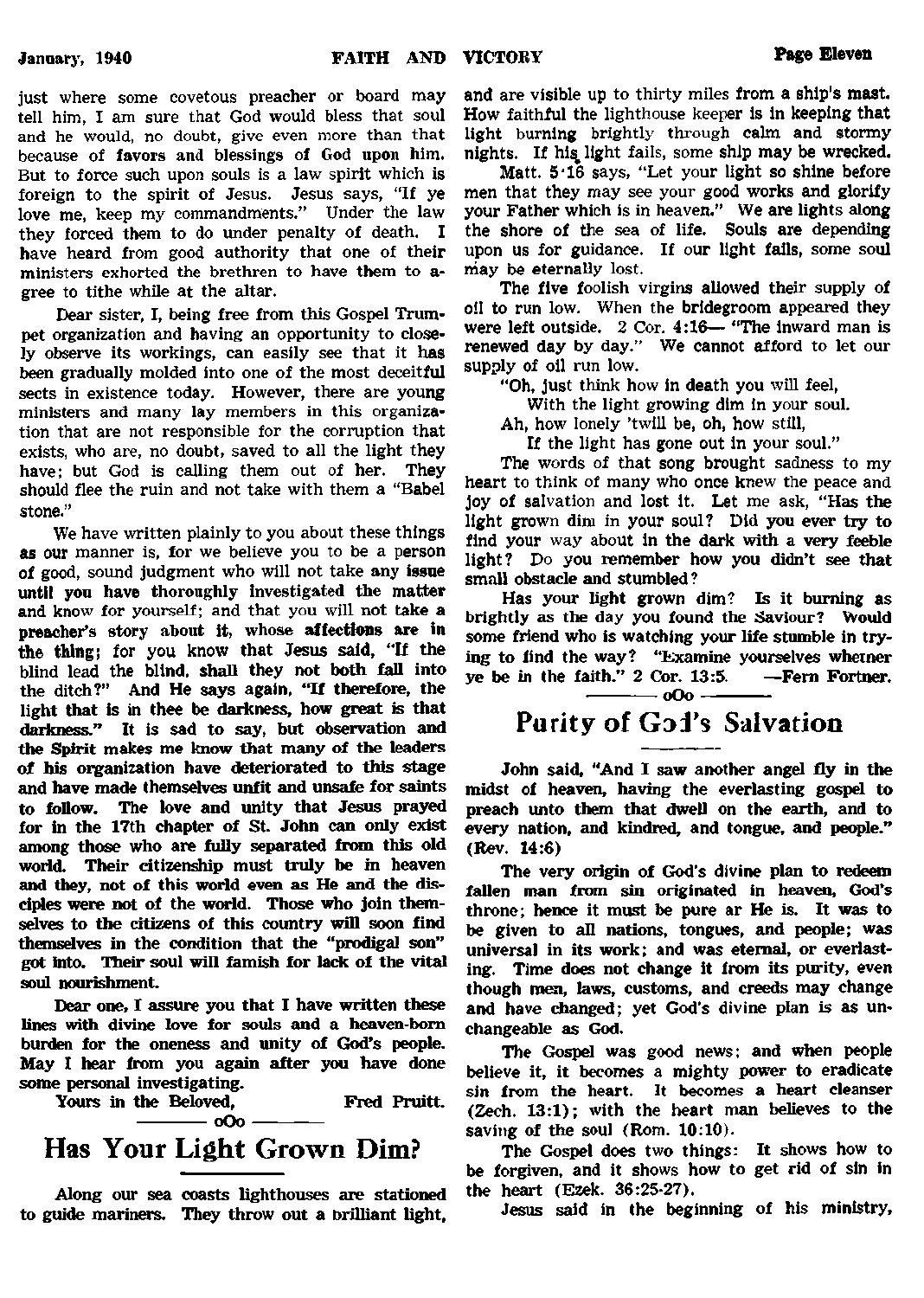just where some covetous preacher or board may tell him, I am sure that God would bless that soul and he would, no doubt, give even more than that because of favors and blessings of God upon him. But to force such upon souls is a law spirit which is foreign to the spirit of Jesus. Jesus says, "If ye love me, keep my commandments." Under the law they forced them to do under penalty of death. I have heard from good authority that one of their ministers exhorted the brethren to have them to agree to tithe while at the altar.

Dear sister, I, being free from this Gospel Trumpet organization and having an opportunity to closely observe its workings, can easily see that it has been gradually molded into one of the most deceitful sects in existence today. However, there are young ministers and many lay members in this organization that are not responsible for the corruption that exists, who are, no doubt, saved to all the light they have; but God is calling them out of her. They should flee the ruin and not take with them a "Babel stone."

We have written plainly to you about these things as our manner is, for we believe you to be a person of good, sound judgment who will not take any issue until you have thoroughly investigated the matter and know for yourself; and that you will not take a preacher's story about it, whose affections are in the thing; for you know that Jesus said, "If the blind lead the blind, shall they not both fall into the ditch?" And He says again, "If therefore, the light that is in thee be darkness, how great is that darkness." It is sad to say, but observation and the Spirit makes me know that many of the leaders of his organization have deteriorated to this stage and have made themselves unfit and unsafe for saints to follow. The love and unity that Jesus prayed for in the 17th chapter of St. John can only exist among those who are fully separated from this old world. Their citizenship must truly be in heaven and they, not of this world even as He and the disciples were not of the world. Those who join themselves to the citizens of this country will soon find themselves in the condition that the "prodigal son" got into. Their soul will famish for lack of the vital soul nourishment.

Dear one, I assure you that I have written these lines with divine love for souls and a heaven-born burden for the oneness and unity of God's people. May I hear from you again after you have done some personal investigating.

Yours in the Beloved, Fred Pruitt.

oOo

## Has Your Light Grown Dim?

Along our sea coasts lighthouses are stationed to guide mariners. They throw out a brilliant light, and are visible up to thirty miles from a ship's mast. How faithful the lighthouse keeper is in keeping that light burning brightly through calm and stormy nights. If his light fails, some ship may be wrecked.

Matt. 5:16 says, "Let your light so shine before men that they may see your good works and glorify your Father which is in heaven." We are lights along the shore of the sea of life. Souls are depending upon us for guidance. If our light fails, some soul may be eternally lost.

The five foolish virgins allowed their supply of oil to run low. When the bridegroom appeared they were left outside. 2 Cor. 4:16— "The inward man is renewed day by day." We cannot afford to let our supply of oil run low.

"Oh, just think how in death you will feel,
With the light growing dim in your soul.
Ah, how lonely 'twill be, oh, how still,
If the light has gone out in your soul."

The words of that song brought sadness to my heart to think of many who once knew the peace and joy of salvation and lost it. Let me ask, "Has the light grown dim in your soul? Did you ever try to find your way about in the dark with a very feeble light? Do you remember how you didn't see that small obstacle and stumbled?

Has your light grown dim? Is it burning as brightly as the day you found the Saviour? Would some friend who is watching your life stumble in trying to find the way? "Examine yourselves whether ye be in the faith." 2 Cor. 13:5. —Fern Fortner.

oOo

## Purity of God's Salvation

John said, "And I saw another angel fly in the midst of heaven, having the everlasting gospel to preach unto them that dwell on the earth, and to every nation, and kindred, and tongue, and people." (Rev. 14:6)

The very origin of God's divine plan to redeem fallen man from sin originated in heaven, God's throne; hence it must be pure as He is. It was to be given to all nations, tongues, and people; was universal in its work; and was eternal, or everlasting. Time does not change it from its purity, even though men, laws, customs, and creeds may change and have changed; yet God's divine plan is as unchangeable as God.

The Gospel was good news; and when people believe it, it becomes a mighty power to eradicate sin from the heart. It becomes a heart cleanser (Zech. 13:1); with the heart man believes to the saving of the soul (Rom. 10:10).

The Gospel does two things: It shows how to be forgiven, and it shows how to get rid of sin in the heart (Ezek. 36:25-27).

Jesus said in the beginning of his ministry,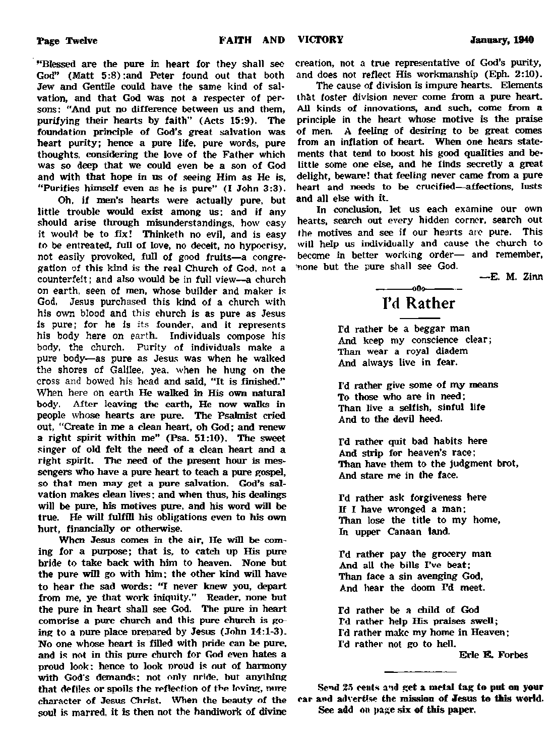"Blessed are the pure in heart for they shall see God" (Matt 5:8):and Peter found out that both Jew and Gentile could have the same kind of salvation, and that God was not a respecter of persons: "And put no difference between us and them, purifying their hearts by faith" (Acts 15:9). The foundation principle of God's great salvation was heart purity; hence a pure life, pure words, pure thoughts, considering the love of the Father which was so deep that we could even be a son of God and with that hope in us of seeing Him as He is, "Purifies himself even as he is pure" (I John 3:3).

Oh, if men's hearts were actually pure, but little trouble would exist among us: and if any should arise through misunderstandings, how easy it would be to fix! Thinketh no evil, and is easy to be entreated, full of love, no deceit, no hypocrisy, not easily provoked, full of good fruits—a congregation of this kind is the real Church of God, not a counterfeit; and also would be in full view—a church on earth, seen of men, whose builder and maker is God. Jesus purchased this kind of a church with his own blood and this church is as pure as Jesus is pure; for he is its founder, and it represents his body here on earth. Individuals compose his body, the church. Purity of individuals make a pure body—as pure as Jesus was when he walked the shores of Galilee, yea, when he hung on the cross and bowed his head and said, "It is finished." When here on earth He walked in His own natural body. After leaving the earth, He now walks in people whose hearts are pure. The Psalmist cried out, "Create in me a clean heart, oh God; and renew a right spirit within me" (Psa. 51:10). The sweet singer of old felt the need of a clean heart and a right spirit. The need of the present hour is messengers who have a pure heart to teach a pure gospel, so that men may get a pure salvation. God's salvation makes clean lives: and when thus, his dealings will be pure, his motives pure, and his word will be true. He will fulfill his obligations even to his own hurt, financially or otherwise.

When Jesus comes in the air, He will be coming for a purpose; that is, to catch up His pure bride to take back with him to heaven. None but the pure will go with him: the other kind will have to hear the sad words: "I never knew you, depart from me, ye that work iniquity." Reader, none but the pure in heart shall see God. The pure in heart comprise a pure church and this pure church is going to a pure place prepared by Jesus (John 14:1-3). No one whose heart is filled with pride can be pure, and is not in this pure church for God even hates a proud look: hence to look proud is out of harmony with God's demands: not only pride, but anything that defiles or spoils the reflection of the loving, pure character of Jesus Christ. When the beauty of the soul is marred, it is then not the handiwork of divine creation, not a true representative of God's purity, and does not reflect His workmanship (Eph. 2:10).

The cause of division is impure hearts. Elements that foster division never come from a pure heart. All kinds of innovations, and such, come from a principle in the heart whose motive is the praise of men. A feeling of desiring to be great comes from an inflation of heart. When one hears statements that tend to boost his good qualities and belittle some one else, and he finds secretly a great delight, beware! that feeling never came from a pure heart and needs to be crucified—affections, lusts and all else with it.

In conclusion, let us each examine our own hearts, search out every hidden corner, search out the motives and see if our hearts are pure. This will help us individually and cause the church to become in better working order— and remember, none but the pure shall see God.

—E. M. Zinn

# I'd Rather

I'd rather be a beggar man
And keep my conscience clear;
Than wear a royal diadem
And always live in fear.

I'd rather give some of my means
To those who are in need;
Than live a selfish, sinful life
And to the devil heed.

I'd rather quit bad habits here
And strip for heaven's race;
Than have them to the judgment brot,
And stare me in the face.

I'd rather ask forgiveness here
If I have wronged a man;
Than lose the title to my home,
In upper Canaan land.

I'd rather pay the grocery man
And all the bills I've beat;
Than face a sin avenging God,
And hear the doom I'd meet.

I'd rather be a child of God
I'd rather help His praises swell;
I'd rather make my home in Heaven;
I'd rather not go to hell.

Erle E. Forbes

**Send 25 cents and get a metal tag to put on your car and advertise the mission of Jesus to this world. See add on page six of this paper.**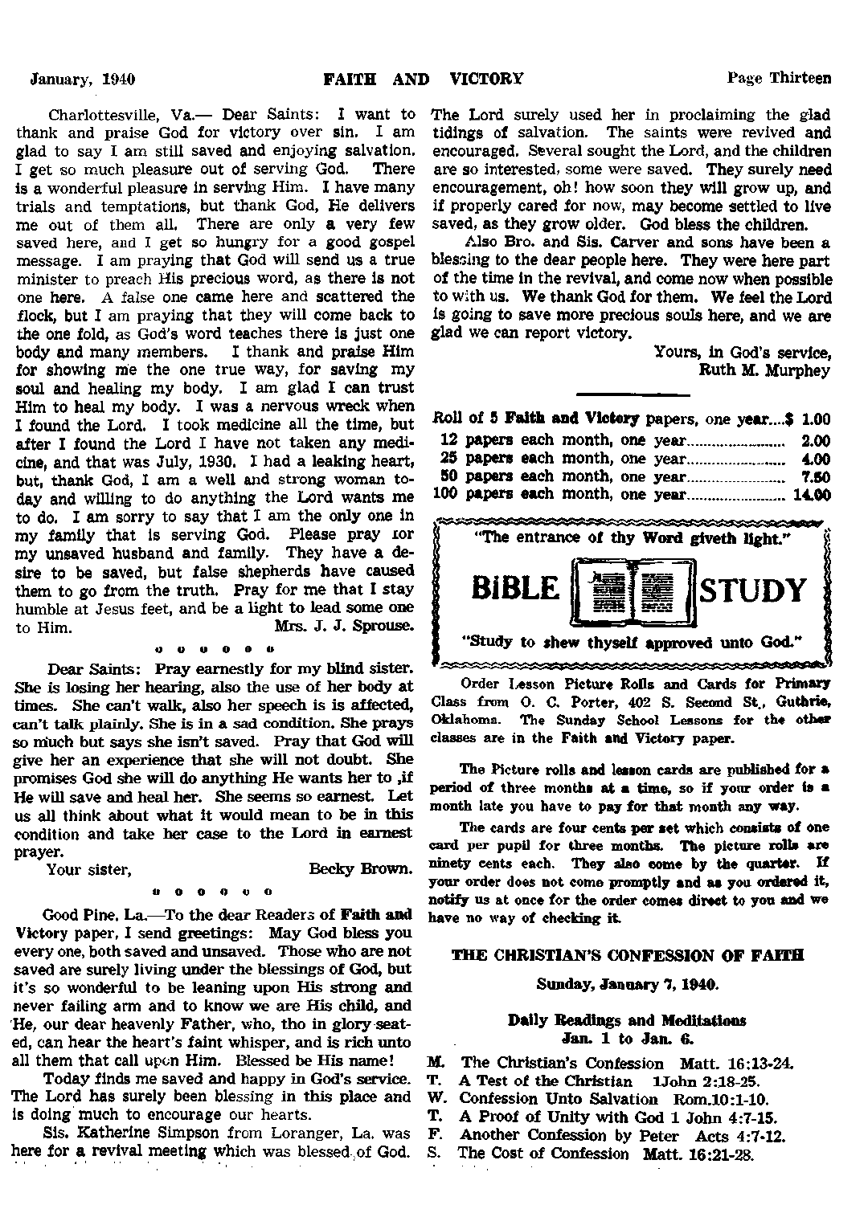Charlottesville, Va.— Dear Saints: I want to thank and praise God for victory over sin. I am glad to say I am still saved and enjoying salvation. I get so much pleasure out of serving God. There is a wonderful pleasure in serving Him. I have many trials and temptations, but thank God, He delivers me out of them all. There are only a very few saved here, and I get so hungry for a good gospel message. I am praying that God will send us a true minister to preach His precious word, as there is not one here. A false one came here and scattered the flock, but I am praying that they will come back to the one fold, as God's word teaches there is just one body and many members. I thank and praise Him for showing me the one true way, for saving my soul and healing my body. I am glad I can trust Him to heal my body. I was a nervous wreck when I found the Lord. I took medicine all the time, but after I found the Lord I have not taken any medicine, and that was July, 1930. I had a leaking heart, but, thank God, I am a well and strong woman today and willing to do anything the Lord wants me to do. I am sorry to say that I am the only one in my family that is serving God. Please pray for my unsaved husband and family. They have a desire to be saved, but false shepherds have caused them to go from the truth. Pray for me that I stay humble at Jesus feet, and be a light to lead some one to Him. Mrs. J. J. Sprouse.

o o o o o o

Dear Saints: Pray earnestly for my blind sister. She is losing her hearing, also the use of her body at times. She can't walk, also her speech is is affected, can't talk plainly. She is in a sad condition. She prays so much but says she isn't saved. Pray that God will give her an experience that she will not doubt. She promises God she will do anything He wants her to ,if He will save and heal her. She seems so earnest. Let us all think about what it would mean to be in this condition and take her case to the Lord in earnest prayer.

Your sister, Becky Brown.

o o o o o o

Good Pine, La.—To the dear Readers of **Faith and Victory** paper, I send greetings: May God bless you every one, both saved and unsaved. Those who are not saved are surely living under the blessings of God, but it's so wonderful to be leaning upon His strong and never failing arm and to know we are His child, and He, our dear heavenly Father, who, tho in glory seated, can hear the heart's faint whisper, and is rich unto all them that call upon Him. Blessed be His name!

Today finds me saved and happy in God's service. The Lord has surely been blessing in this place and is doing much to encourage our hearts.

Sis. Katherine Simpson from Loranger, La. was here for a revival meeting which was blessed of God. The Lord surely used her in proclaiming the glad tidings of salvation. The saints were revived and encouraged. Several sought the Lord, and the children are so interested, some were saved. They surely need encouragement, oh! how soon they will grow up, and if properly cared for now, may become settled to live saved, as they grow older. God bless the children.

Also Bro. and Sis. Carver and sons have been a blessing to the dear people here. They were here part of the time in the revival, and come now when possible to with us. We thank God for them. We feel the Lord is going to save more precious souls here, and we are glad we can report victory.

Yours, in God's service,
Ruth M. Murphey

| | |
|---|---|
| Roll of 5 **Faith and Victory** papers, one year | $ 1.00 |
| 12 papers each month, one year | 2.00 |
| 25 papers each month, one year | 4.00 |
| 50 papers each month, one year | 7.50 |
| 100 papers each month, one year | 14.00 |

"The entrance of thy Word giveth light."

**BIBLE STUDY**

"Study to shew thyself approved unto God."

Order Lesson Picture Rolls and Cards for Primary Class from O. C. Porter, 402 S. Second St., Guthrie, Oklahoma. The Sunday School Lessons for the other classes are in the Faith and Victory paper.

The Picture rolls and lesson cards are published for a period of three months at a time, so if your order is a month late you have to pay for that month any way.

The cards are four cents per set which consists of one card per pupil for three months. The picture rolls are ninety cents each. They also come by the quarter. If your order does not come promptly and as you ordered it, notify us at once for the order comes direct to you and we have no way of checking it.

## THE CHRISTIAN'S CONFESSION OF FAITH

**Sunday, January 7, 1940.**

**Daily Readings and Meditations**
**Jan. 1 to Jan. 6.**

M. The Christian's Confession Matt. 16:13-24.
T. A Test of the Christian 1John 2:18-25.
W. Confession Unto Salvation Rom.10:1-10.
T. A Proof of Unity with God 1 John 4:7-15.
F. Another Confession by Peter Acts 4:7-12.
S. The Cost of Confession Matt. 16:21-28.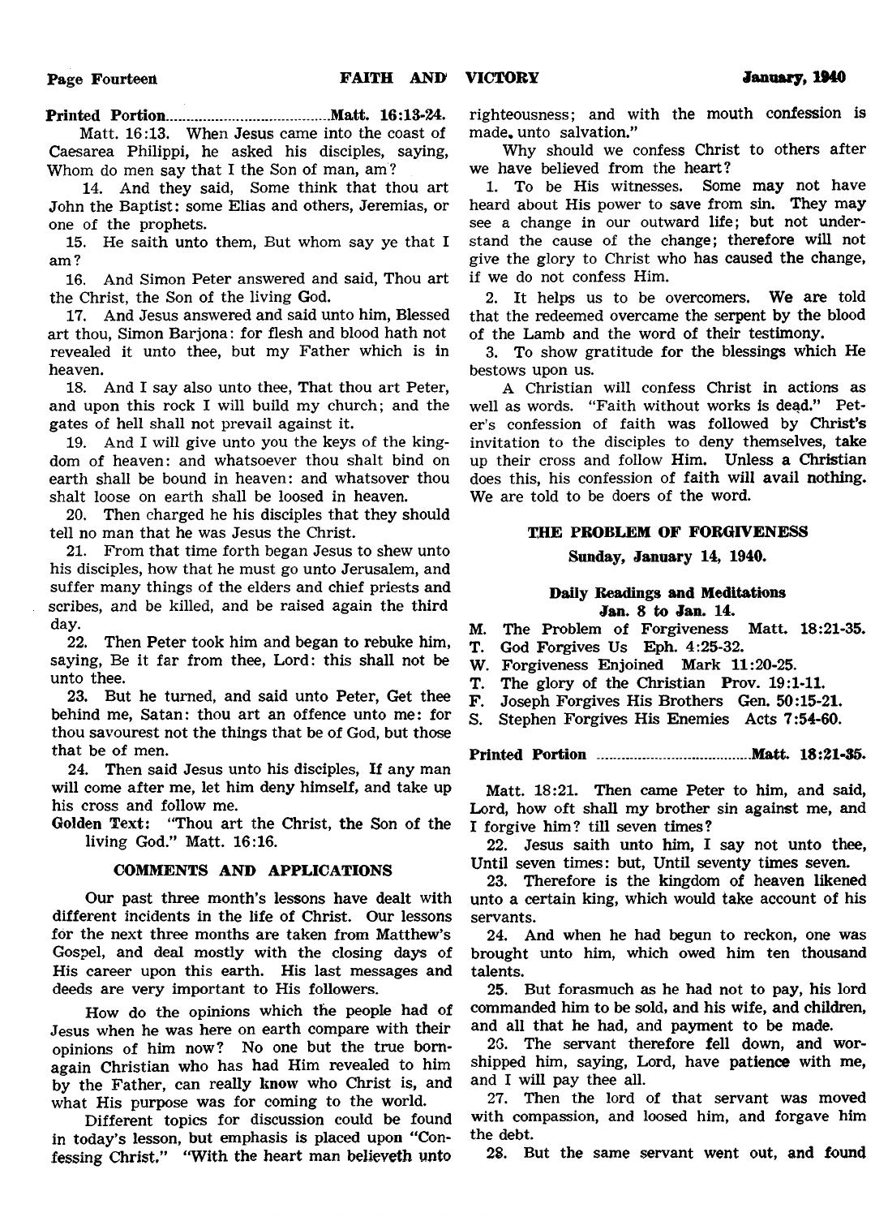**Printed Portion** ........................................ **Matt. 16:13-24.**

Matt. 16:13. When Jesus came into the coast of Caesarea Philippi, he asked his disciples, saying, Whom do men say that I the Son of man, am?

14. And they said, Some think that thou art John the Baptist: some Elias and others, Jeremias, or one of the prophets.

15. He saith unto them, But whom say ye that I am?

16. And Simon Peter answered and said, Thou art the Christ, the Son of the living God.

17. And Jesus answered and said unto him, Blessed art thou, Simon Barjona: for flesh and blood hath not revealed it unto thee, but my Father which is in heaven.

18. And I say also unto thee, That thou art Peter, and upon this rock I will build my church; and the gates of hell shall not prevail against it.

19. And I will give unto you the keys of the kingdom of heaven: and whatsoever thou shalt bind on earth shall be bound in heaven: and whatsoever thou shalt loose on earth shall be loosed in heaven.

20. Then charged he his disciples that they should tell no man that he was Jesus the Christ.

21. From that time forth began Jesus to shew unto his disciples, how that he must go unto Jerusalem, and suffer many things of the elders and chief priests and scribes, and be killed, and be raised again the third day.

22. Then Peter took him and began to rebuke him, saying, Be it far from thee, Lord: this shall not be unto thee.

23. But he turned, and said unto Peter, Get thee behind me, Satan: thou art an offence unto me: for thou savourest not the things that be of God, but those that be of men.

24. Then said Jesus unto his disciples, If any man will come after me, let him deny himself, and take up his cross and follow me.

**Golden Text:** "Thou art the Christ, the Son of the living God." Matt. 16:16.

### COMMENTS AND APPLICATIONS

Our past three month's lessons have dealt with different incidents in the life of Christ. Our lessons for the next three months are taken from Matthew's Gospel, and deal mostly with the closing days of His career upon this earth. His last messages and deeds are very important to His followers.

How do the opinions which the people had of Jesus when he was here on earth compare with their opinions of him now? No one but the true born-again Christian who has had Him revealed to him by the Father, can really know who Christ is, and what His purpose was for coming to the world.

Different topics for discussion could be found in today's lesson, but emphasis is placed upon "Confessing Christ." "With the heart man believeth unto righteousness; and with the mouth confession is made unto salvation."

Why should we confess Christ to others after we have believed from the heart?

1. To be His witnesses. Some may not have heard about His power to save from sin. They may see a change in our outward life; but not understand the cause of the change; therefore will not give the glory to Christ who has caused the change, if we do not confess Him.

2. It helps us to be overcomers. We are told that the redeemed overcame the serpent by the blood of the Lamb and the word of their testimony.

3. To show gratitude for the blessings which He bestows upon us.

A Christian will confess Christ in actions as well as words. "Faith without works is dead." Peter's confession of faith was followed by Christ's invitation to the disciples to deny themselves, take up their cross and follow Him. Unless a Christian does this, his confession of faith will avail nothing. We are told to be doers of the word.

## THE PROBLEM OF FORGIVENESS

**Sunday, January 14, 1940.**

**Daily Readings and Meditations**
**Jan. 8 to Jan. 14.**

M. The Problem of Forgiveness Matt. 18:21-35.
T. God Forgives Us Eph. 4:25-32.
W. Forgiveness Enjoined Mark 11:20-25.
T. The glory of the Christian Prov. 19:1-11.
F. Joseph Forgives His Brothers Gen. 50:15-21.
S. Stephen Forgives His Enemies Acts 7:54-60.

**Printed Portion** ........................................ **Matt. 18:21-35.**

Matt. 18:21. Then came Peter to him, and said, Lord, how oft shall my brother sin against me, and I forgive him? till seven times?

22. Jesus saith unto him, I say not unto thee, Until seven times: but, Until seventy times seven.

23. Therefore is the kingdom of heaven likened unto a certain king, which would take account of his servants.

24. And when he had begun to reckon, one was brought unto him, which owed him ten thousand talents.

25. But forasmuch as he had not to pay, his lord commanded him to be sold, and his wife, and children, and all that he had, and payment to be made.

26. The servant therefore fell down, and worshipped him, saying, Lord, have patience with me, and I will pay thee all.

27. Then the lord of that servant was moved with compassion, and loosed him, and forgave him the debt.

28. But the same servant went out, and found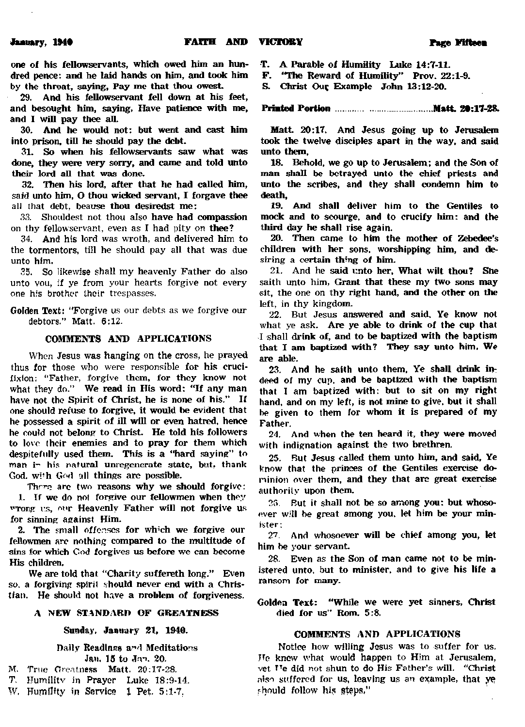one of his fellowservants, which owed him an hundred pence: and he laid hands on him, and took him by the throat, saying, Pay me that thou owest.

29. And his fellowservant fell down at his feet, and besought him, saying, Have patience with me, and I will pay thee all.

30. And he would not: but went and cast him into prison, till he should pay the debt.

31. So when his fellowservants saw what was done, they were very sorry, and came and told unto their lord all that was done.

32. Then his lord, after that he had called him, said unto him, O thou wicked servant, I forgave thee all that debt, beause thou desiredst me:

33. Shouldest not thou also have had compassion on thy fellowservant, even as I had pity on thee?

34. And his lord was wroth, and delivered him to the tormentors, till he should pay all that was due unto him.

35. So likewise shall my heavenly Father do also unto you, if ye from your hearts forgive not every one his brother their trespasses.

**Golden Text:** "Forgive us our debts as we forgive our debtors." Matt. 6:12.

### COMMENTS AND APPLICATIONS

When Jesus was hanging on the cross, he prayed thus for those who were responsible for his crucifixion: "Father, forgive them, for they know not what they do." We read in His word: "If any man have not the Spirit of Christ, he is none of his." If one should refuse to forgive, it would be evident that he possessed a spirit of ill will or even hatred, hence he could not belong to Christ. He told his followers to love their enemies and to pray for them which despitefully used them. This is a "hard saying" to man in his natural unregenerate state, but, thank God, with God all things are possible.

There are two reasons why we should forgive:

1. If we do not forgive our fellowmen when they wrong us, our Heavenly Father will not forgive us for sinning against Him.
2. The small offenses for which we forgive our fellowmen are nothing compared to the multitude of sins for which God forgives us before we can become His children.

We are told that "Charity suffereth long." Even so, a forgiving spirit should never end with a Christian. He should not have a problem of forgiveness.

## A NEW STANDARD OF GREATNESS

**Sunday, January 21, 1940.**

Daily Readings and Meditations
Jan. 15 to Jan. 20.

M. True Greatness Matt. 20:17-28.
T. Humility in Prayer Luke 18:9-14.
W. Humility in Service 1 Pet. 5:1-7.
T. A Parable of Humility Luke 14:7-11.
F. "The Reward of Humility" Prov. 22:1-9.
S. Christ Our Example John 13:12-20.

**Printed Portion ........................................Matt. 20:17-28.**

Matt. 20:17. And Jesus going up to Jerusalem took the twelve disciples apart in the way, and said unto them,

18. Behold, we go up to Jerusalem; and the Son of man shall be betrayed unto the chief priests and unto the scribes, and they shall condemn him to death,

19. And shall deliver him to the Gentiles to mock and to scourge, and to crucify him: and the third day he shall rise again.

20. Then came to him the mother of Zebedee's children with her sons, worshipping him, and desiring a certain thing of him.

21. And he said unto her, What wilt thou? She saith unto him, Grant that these my two sons may sit, the one on thy right hand, and the other on the left, in thy kingdom.

22. But Jesus answered and said, Ye know not what ye ask. Are ye able to drink of the cup that I shall drink of, and to be baptized with the baptism that I am baptized with? They say unto him, We are able.

23. And he saith unto them, Ye shall drink indeed of my cup, and be baptized with the baptism that I am baptized with: but to sit on my right hand, and on my left, is not mine to give, but it shall be given to them for whom it is prepared of my Father.

24. And when the ten heard it, they were moved with indignation against the two brethren.

25. But Jesus called them unto him, and said, Ye know that the princes of the Gentiles exercise dominion over them, and they that are great exercise authority upon them.

26. But it shall not be so among you: but whosoever will be great among you, let him be your minister;

27. And whosoever will be chief among you, let him be your servant.

28. Even as the Son of man came not to be ministered unto, but to minister, and to give his life a ransom for many.

**Golden Text:** "While we were yet sinners, Christ died for us" Rom. 5:8.

### COMMENTS AND APPLICATIONS

Notice how willing Jesus was to suffer for us. He knew what would happen to Him at Jerusalem, yet He did not shun to do His Father's will. "Christ also suffered for us, leaving us an example, that ye should follow his steps."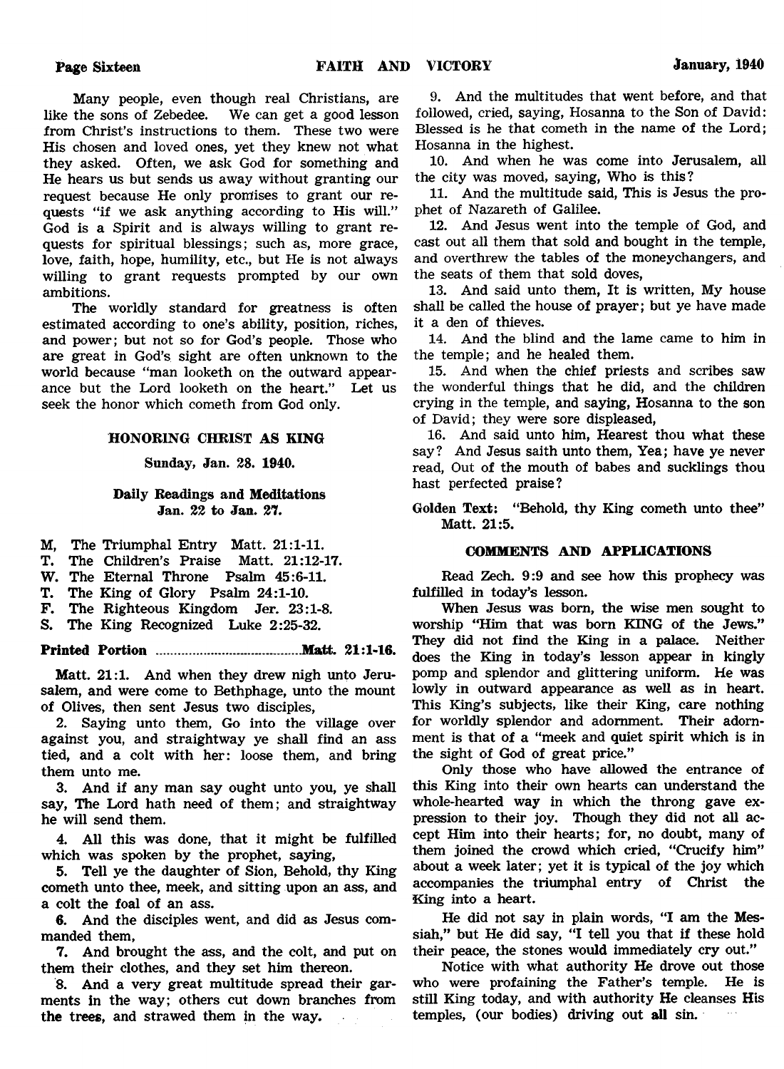Many people, even though real Christians, are like the sons of Zebedee. We can get a good lesson from Christ's instructions to them. These two were His chosen and loved ones, yet they knew not what they asked. Often, we ask God for something and He hears us but sends us away without granting our request because He only promises to grant our requests "if we ask anything according to His will." God is a Spirit and is always willing to grant requests for spiritual blessings; such as, more grace, love, faith, hope, humility, etc., but He is not always willing to grant requests prompted by our own ambitions.

The worldly standard for greatness is often estimated according to one's ability, position, riches, and power; but not so for God's people. Those who are great in God's sight are often unknown to the world because "man looketh on the outward appearance but the Lord looketh on the heart." Let us seek the honor which cometh from God only.

## HONORING CHRIST AS KING

**Sunday, Jan. 28. 1940.**

**Daily Readings and Meditations**
**Jan. 22 to Jan. 27.**

M, The Triumphal Entry Matt. 21:1-11.
T. The Children's Praise Matt. 21:12-17.
W. The Eternal Throne Psalm 45:6-11.
T. The King of Glory Psalm 24:1-10.
F. The Righteous Kingdom Jer. 23:1-8.
S. The King Recognized Luke 2:25-32.

**Printed Portion ........................................ Matt. 21:1-16.**

Matt. 21:1. And when they drew nigh unto Jerusalem, and were come to Bethphage, unto the mount of Olives, then sent Jesus two disciples,

2. Saying unto them, Go into the village over against you, and straightway ye shall find an ass tied, and a colt with her: loose them, and bring them unto me.

3. And if any man say ought unto you, ye shall say, The Lord hath need of them; and straightway he will send them.

4. All this was done, that it might be fulfilled which was spoken by the prophet, saying,

5. Tell ye the daughter of Sion, Behold, thy King cometh unto thee, meek, and sitting upon an ass, and a colt the foal of an ass.

6. And the disciples went, and did as Jesus commanded them,

7. And brought the ass, and the colt, and put on them their clothes, and they set him thereon.

8. And a very great multitude spread their garments in the way; others cut down branches from the trees, and strawed them in the way.

9. And the multitudes that went before, and that followed, cried, saying, Hosanna to the Son of David: Blessed is he that cometh in the name of the Lord; Hosanna in the highest.

10. And when he was come into Jerusalem, all the city was moved, saying, Who is this?

11. And the multitude said, This is Jesus the prophet of Nazareth of Galilee.

12. And Jesus went into the temple of God, and cast out all them that sold and bought in the temple, and overthrew the tables of the moneychangers, and the seats of them that sold doves,

13. And said unto them, It is written, My house shall be called the house of prayer; but ye have made it a den of thieves.

14. And the blind and the lame came to him in the temple; and he healed them.

15. And when the chief priests and scribes saw the wonderful things that he did, and the children crying in the temple, and saying, Hosanna to the son of David; they were sore displeased,

16. And said unto him, Hearest thou what these say? And Jesus saith unto them, Yea; have ye never read, Out of the mouth of babes and sucklings thou hast perfected praise?

**Golden Text:** "Behold, thy King cometh unto thee" Matt. 21:5.

### COMMENTS AND APPLICATIONS

Read Zech. 9:9 and see how this prophecy was fulfilled in today's lesson.

When Jesus was born, the wise men sought to worship "Him that was born KING of the Jews." They did not find the King in a palace. Neither does the King in today's lesson appear in kingly pomp and splendor and glittering uniform. He was lowly in outward appearance as well as in heart. This King's subjects, like their King, care nothing for worldly splendor and adornment. Their adornment is that of a "meek and quiet spirit which is in the sight of God of great price."

Only those who have allowed the entrance of this King into their own hearts can understand the whole-hearted way in which the throng gave expression to their joy. Though they did not all accept Him into their hearts; for, no doubt, many of them joined the crowd which cried, "Crucify him" about a week later; yet it is typical of the joy which accompanies the triumphal entry of Christ the King into a heart.

He did not say in plain words, "I am the Messiah," but He did say, "I tell you that if these hold their peace, the stones would immediately cry out."

Notice with what authority He drove out those who were profaining the Father's temple. He is still King today, and with authority He cleanses His temples, (our bodies) driving out all sin.